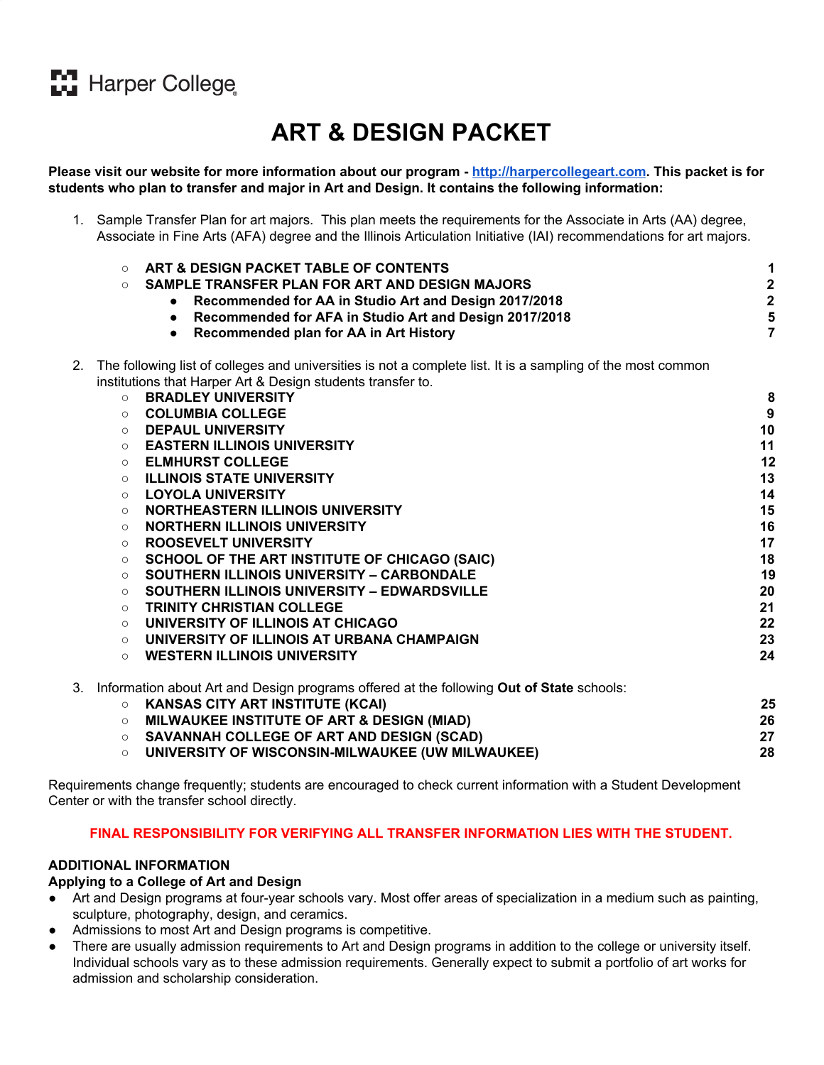Harper College

# ART & DESIGN PACKET

**Please visit our website for more information about our program - [http://harpercollegeart.com](http://harpercollegeart.com). This packet is for students who plan to transfer and major in Art and Design. It contains the following information:**

1. Sample Transfer Plan for art majors. This plan meets the requirements for the Associate in Arts (AA) degree, Associate in Fine Arts (AFA) degree and the Illinois Articulation Initiative (IAI) recommendations for art majors.
   - **ART & DESIGN PACKET TABLE OF CONTENTS** **1**
   - **SAMPLE TRANSFER PLAN FOR ART AND DESIGN MAJORS** **2**
     - **Recommended for AA in Studio Art and Design 2017/2018** **2**
     - **Recommended for AFA in Studio Art and Design 2017/2018** **5**
     - **Recommended plan for AA in Art History** **7**

2. The following list of colleges and universities is not a complete list. It is a sampling of the most common institutions that Harper Art & Design students transfer to.
   - **BRADLEY UNIVERSITY** **8**
   - **COLUMBIA COLLEGE** **9**
   - **DEPAUL UNIVERSITY** **10**
   - **EASTERN ILLINOIS UNIVERSITY** **11**
   - **ELMHURST COLLEGE** **12**
   - **ILLINOIS STATE UNIVERSITY** **13**
   - **LOYOLA UNIVERSITY** **14**
   - **NORTHEASTERN ILLINOIS UNIVERSITY** **15**
   - **NORTHERN ILLINOIS UNIVERSITY** **16**
   - **ROOSEVELT UNIVERSITY** **17**
   - **SCHOOL OF THE ART INSTITUTE OF CHICAGO (SAIC)** **18**
   - **SOUTHERN ILLINOIS UNIVERSITY – CARBONDALE** **19**
   - **SOUTHERN ILLINOIS UNIVERSITY – EDWARDSVILLE** **20**
   - **TRINITY CHRISTIAN COLLEGE** **21**
   - **UNIVERSITY OF ILLINOIS AT CHICAGO** **22**
   - **UNIVERSITY OF ILLINOIS AT URBANA CHAMPAIGN** **23**
   - **WESTERN ILLINOIS UNIVERSITY** **24**

3. Information about Art and Design programs offered at the following **Out of State** schools:
   - **KANSAS CITY ART INSTITUTE (KCAI)** **25**
   - **MILWAUKEE INSTITUTE OF ART & DESIGN (MIAD)** **26**
   - **SAVANNAH COLLEGE OF ART AND DESIGN (SCAD)** **27**
   - **UNIVERSITY OF WISCONSIN-MILWAUKEE (UW MILWAUKEE)** **28**

Requirements change frequently; students are encouraged to check current information with a Student Development Center or with the transfer school directly.

**FINAL RESPONSIBILITY FOR VERIFYING ALL TRANSFER INFORMATION LIES WITH THE STUDENT.**

## ADDITIONAL INFORMATION

### Applying to a College of Art and Design

- Art and Design programs at four-year schools vary. Most offer areas of specialization in a medium such as painting, sculpture, photography, design, and ceramics.
- Admissions to most Art and Design programs is competitive.
- There are usually admission requirements to Art and Design programs in addition to the college or university itself. Individual schools vary as to these admission requirements. Generally expect to submit a portfolio of art works for admission and scholarship consideration.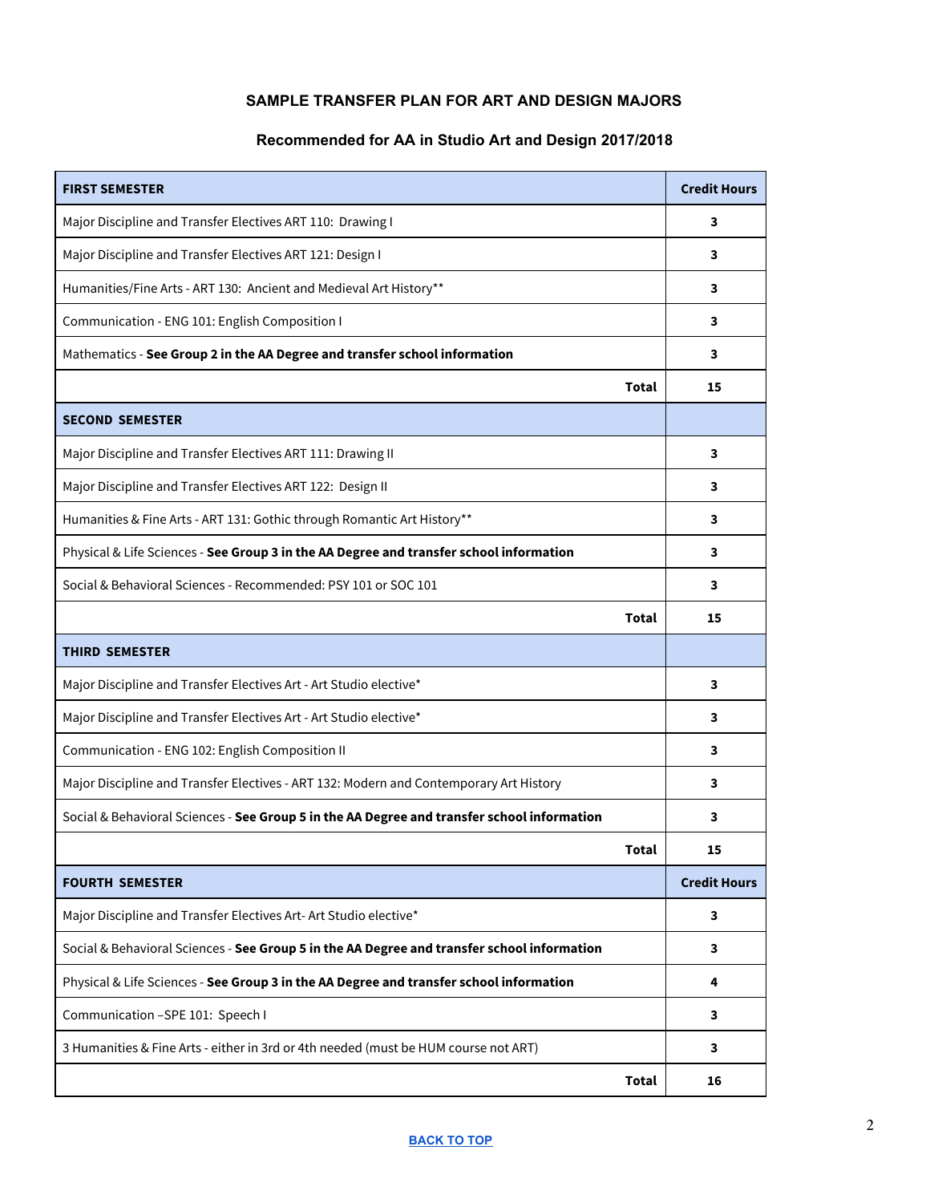### SAMPLE TRANSFER PLAN FOR ART AND DESIGN MAJORS

### Recommended for AA in Studio Art and Design 2017/2018

| FIRST SEMESTER | Credit Hours |
|---|---|
| Major Discipline and Transfer Electives ART 110: Drawing I | 3 |
| Major Discipline and Transfer Electives ART 121: Design I | 3 |
| Humanities/Fine Arts - ART 130: Ancient and Medieval Art History** | 3 |
| Communication - ENG 101: English Composition I | 3 |
| Mathematics - **See Group 2 in the AA Degree and transfer school information** | 3 |
| **Total** | **15** |
| **SECOND SEMESTER** | |
| Major Discipline and Transfer Electives ART 111: Drawing II | 3 |
| Major Discipline and Transfer Electives ART 122: Design II | 3 |
| Humanities & Fine Arts - ART 131: Gothic through Romantic Art History** | 3 |
| Physical & Life Sciences - **See Group 3 in the AA Degree and transfer school information** | 3 |
| Social & Behavioral Sciences - Recommended: PSY 101 or SOC 101 | 3 |
| **Total** | **15** |
| **THIRD SEMESTER** | |
| Major Discipline and Transfer Electives Art - Art Studio elective* | 3 |
| Major Discipline and Transfer Electives Art - Art Studio elective* | 3 |
| Communication - ENG 102: English Composition II | 3 |
| Major Discipline and Transfer Electives - ART 132: Modern and Contemporary Art History | 3 |
| Social & Behavioral Sciences - **See Group 5 in the AA Degree and transfer school information** | 3 |
| **Total** | **15** |
| **FOURTH SEMESTER** | **Credit Hours** |
| Major Discipline and Transfer Electives Art- Art Studio elective* | 3 |
| Social & Behavioral Sciences - **See Group 5 in the AA Degree and transfer school information** | 3 |
| Physical & Life Sciences - **See Group 3 in the AA Degree and transfer school information** | 4 |
| Communication –SPE 101: Speech I | 3 |
| 3 Humanities & Fine Arts - either in 3rd or 4th needed (must be HUM course not ART) | 3 |
| **Total** | **16** |

[BACK TO TOP]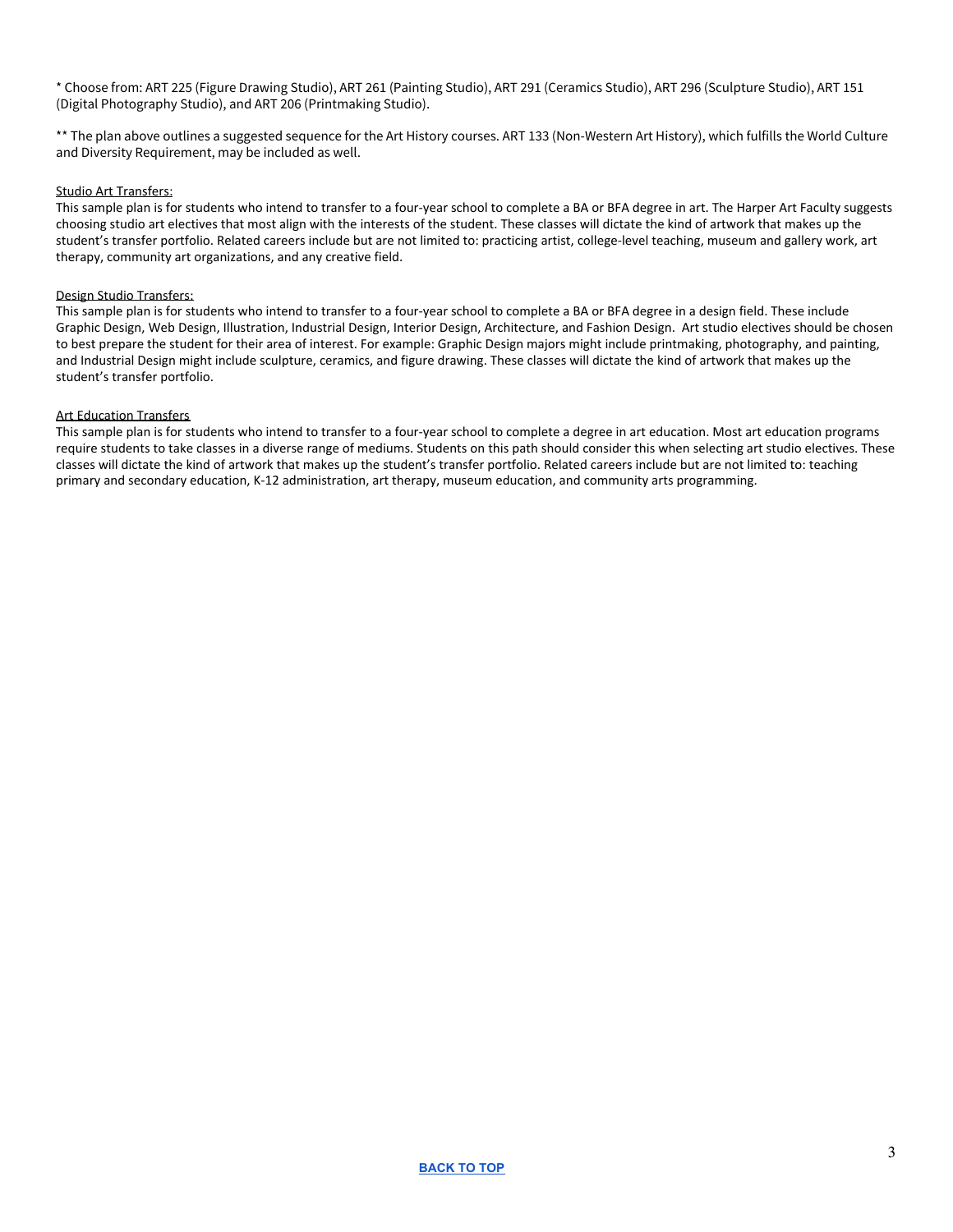* Choose from: ART 225 (Figure Drawing Studio), ART 261 (Painting Studio), ART 291 (Ceramics Studio), ART 296 (Sculpture Studio), ART 151 (Digital Photography Studio), and ART 206 (Printmaking Studio).

** The plan above outlines a suggested sequence for the Art History courses. ART 133 (Non-Western Art History), which fulfills the World Culture and Diversity Requirement, may be included as well.

<u>Studio Art Transfers:</u>
This sample plan is for students who intend to transfer to a four-year school to complete a BA or BFA degree in art. The Harper Art Faculty suggests choosing studio art electives that most align with the interests of the student. These classes will dictate the kind of artwork that makes up the student's transfer portfolio. Related careers include but are not limited to: practicing artist, college-level teaching, museum and gallery work, art therapy, community art organizations, and any creative field.

<u>Design Studio Transfers:</u>
This sample plan is for students who intend to transfer to a four-year school to complete a BA or BFA degree in a design field. These include Graphic Design, Web Design, Illustration, Industrial Design, Interior Design, Architecture, and Fashion Design. Art studio electives should be chosen to best prepare the student for their area of interest. For example: Graphic Design majors might include printmaking, photography, and painting, and Industrial Design might include sculpture, ceramics, and figure drawing. These classes will dictate the kind of artwork that makes up the student's transfer portfolio.

<u>Art Education Transfers</u>
This sample plan is for students who intend to transfer to a four-year school to complete a degree in art education. Most art education programs require students to take classes in a diverse range of mediums. Students on this path should consider this when selecting art studio electives. These classes will dictate the kind of artwork that makes up the student's transfer portfolio. Related careers include but are not limited to: teaching primary and secondary education, K-12 administration, art therapy, museum education, and community arts programming.

BACK TO TOP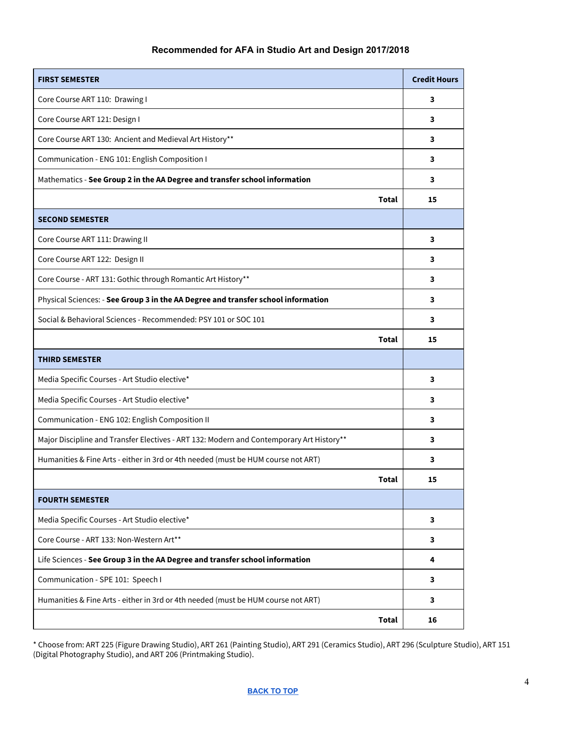### Recommended for AFA in Studio Art and Design 2017/2018

| **FIRST SEMESTER** | **Credit Hours** |
|---|---|
| Core Course ART 110: Drawing I | **3** |
| Core Course ART 121: Design I | **3** |
| Core Course ART 130: Ancient and Medieval Art History** | **3** |
| Communication - ENG 101: English Composition I | **3** |
| Mathematics - **See Group 2 in the AA Degree and transfer school information** | **3** |
| **Total** | **15** |
| **SECOND SEMESTER** | |
| Core Course ART 111: Drawing II | **3** |
| Core Course ART 122: Design II | **3** |
| Core Course - ART 131: Gothic through Romantic Art History** | **3** |
| Physical Sciences: - **See Group 3 in the AA Degree and transfer school information** | **3** |
| Social & Behavioral Sciences - Recommended: PSY 101 or SOC 101 | **3** |
| **Total** | **15** |
| **THIRD SEMESTER** | |
| Media Specific Courses - Art Studio elective* | **3** |
| Media Specific Courses - Art Studio elective* | **3** |
| Communication - ENG 102: English Composition II | **3** |
| Major Discipline and Transfer Electives - ART 132: Modern and Contemporary Art History** | **3** |
| Humanities & Fine Arts - either in 3rd or 4th needed (must be HUM course not ART) | **3** |
| **Total** | **15** |
| **FOURTH SEMESTER** | |
| Media Specific Courses - Art Studio elective* | **3** |
| Core Course - ART 133: Non-Western Art** | **3** |
| Life Sciences - **See Group 3 in the AA Degree and transfer school information** | **4** |
| Communication - SPE 101: Speech I | **3** |
| Humanities & Fine Arts - either in 3rd or 4th needed (must be HUM course not ART) | **3** |
| **Total** | **16** |

* Choose from: ART 225 (Figure Drawing Studio), ART 261 (Painting Studio), ART 291 (Ceramics Studio), ART 296 (Sculpture Studio), ART 151 (Digital Photography Studio), and ART 206 (Printmaking Studio).

BACK TO TOP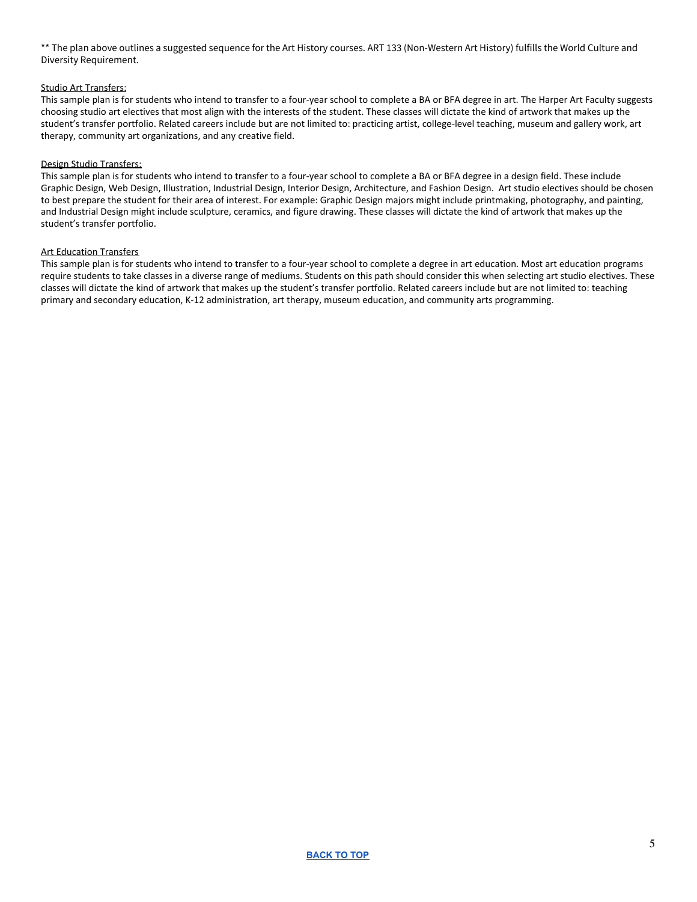** The plan above outlines a suggested sequence for the Art History courses. ART 133 (Non-Western Art History) fulfills the World Culture and Diversity Requirement.

Studio Art Transfers:

This sample plan is for students who intend to transfer to a four-year school to complete a BA or BFA degree in art. The Harper Art Faculty suggests choosing studio art electives that most align with the interests of the student. These classes will dictate the kind of artwork that makes up the student's transfer portfolio. Related careers include but are not limited to: practicing artist, college-level teaching, museum and gallery work, art therapy, community art organizations, and any creative field.

Design Studio Transfers:

This sample plan is for students who intend to transfer to a four-year school to complete a BA or BFA degree in a design field. These include Graphic Design, Web Design, Illustration, Industrial Design, Interior Design, Architecture, and Fashion Design. Art studio electives should be chosen to best prepare the student for their area of interest. For example: Graphic Design majors might include printmaking, photography, and painting, and Industrial Design might include sculpture, ceramics, and figure drawing. These classes will dictate the kind of artwork that makes up the student's transfer portfolio.

Art Education Transfers

This sample plan is for students who intend to transfer to a four-year school to complete a degree in art education. Most art education programs require students to take classes in a diverse range of mediums. Students on this path should consider this when selecting art studio electives. These classes will dictate the kind of artwork that makes up the student's transfer portfolio. Related careers include but are not limited to: teaching primary and secondary education, K-12 administration, art therapy, museum education, and community arts programming.

BACK TO TOP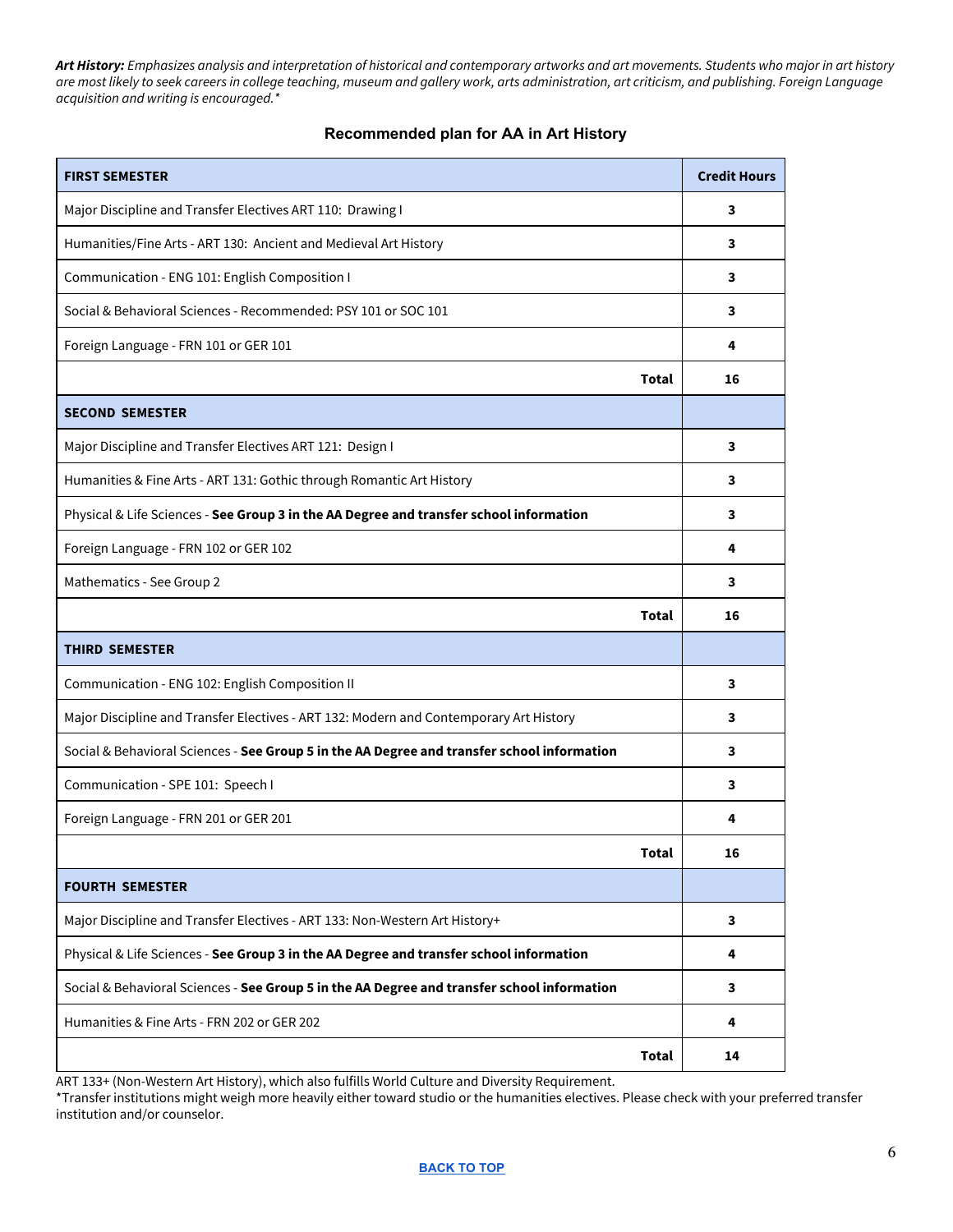***Art History:*** *Emphasizes analysis and interpretation of historical and contemporary artworks and art movements. Students who major in art history are most likely to seek careers in college teaching, museum and gallery work, arts administration, art criticism, and publishing. Foreign Language acquisition and writing is encouraged.**

## Recommended plan for AA in Art History

| **FIRST SEMESTER** | **Credit Hours** |
|---|---|
| Major Discipline and Transfer Electives ART 110: Drawing I | **3** |
| Humanities/Fine Arts - ART 130: Ancient and Medieval Art History | **3** |
| Communication - ENG 101: English Composition I | **3** |
| Social & Behavioral Sciences - Recommended: PSY 101 or SOC 101 | **3** |
| Foreign Language - FRN 101 or GER 101 | **4** |
| **Total** | **16** |
| **SECOND SEMESTER** | |
| Major Discipline and Transfer Electives ART 121: Design I | **3** |
| Humanities & Fine Arts - ART 131: Gothic through Romantic Art History | **3** |
| Physical & Life Sciences - **See Group 3 in the AA Degree and transfer school information** | **3** |
| Foreign Language - FRN 102 or GER 102 | **4** |
| Mathematics - See Group 2 | **3** |
| **Total** | **16** |
| **THIRD SEMESTER** | |
| Communication - ENG 102: English Composition II | **3** |
| Major Discipline and Transfer Electives - ART 132: Modern and Contemporary Art History | **3** |
| Social & Behavioral Sciences - **See Group 5 in the AA Degree and transfer school information** | **3** |
| Communication - SPE 101: Speech I | **3** |
| Foreign Language - FRN 201 or GER 201 | **4** |
| **Total** | **16** |
| **FOURTH SEMESTER** | |
| Major Discipline and Transfer Electives - ART 133: Non-Western Art History+ | **3** |
| Physical & Life Sciences - **See Group 3 in the AA Degree and transfer school information** | **4** |
| Social & Behavioral Sciences - **See Group 5 in the AA Degree and transfer school information** | **3** |
| Humanities & Fine Arts - FRN 202 or GER 202 | **4** |
| **Total** | **14** |

ART 133+ (Non-Western Art History), which also fulfills World Culture and Diversity Requirement.
*Transfer institutions might weigh more heavily either toward studio or the humanities electives. Please check with your preferred transfer institution and/or counselor.

**BACK TO TOP**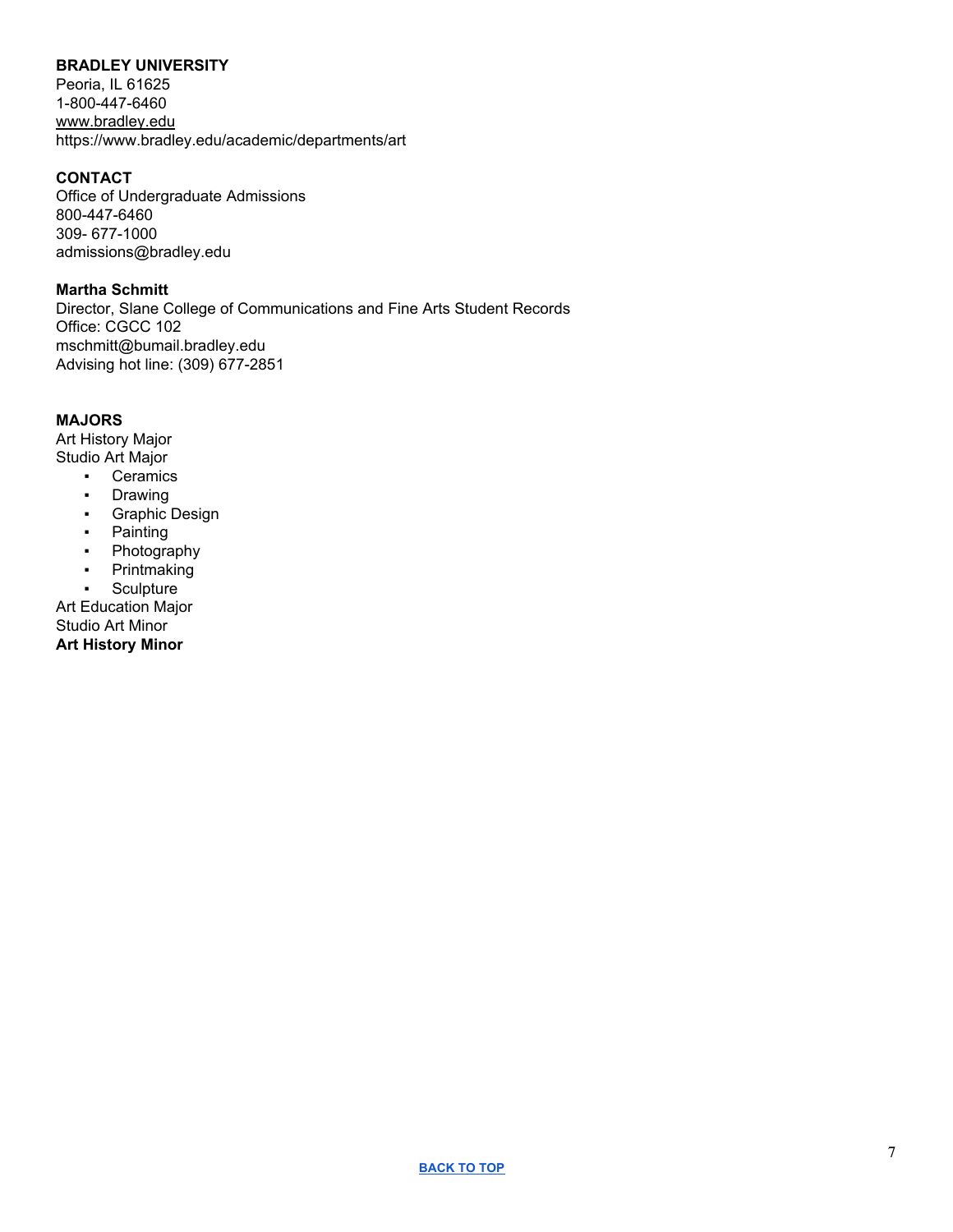**BRADLEY UNIVERSITY**
Peoria, IL 61625
1-800-447-6460
www.bradley.edu
https://www.bradley.edu/academic/departments/art

**CONTACT**
Office of Undergraduate Admissions
800-447-6460
309- 677-1000
admissions@bradley.edu

**Martha Schmitt**
Director, Slane College of Communications and Fine Arts Student Records
Office: CGCC 102
mschmitt@bumail.bradley.edu
Advising hot line: (309) 677-2851

**MAJORS**
Art History Major
Studio Art Major

- Ceramics
- Drawing
- Graphic Design
- Painting
- Photography
- Printmaking
- Sculpture

Art Education Major
Studio Art Minor
**Art History Minor**

BACK TO TOP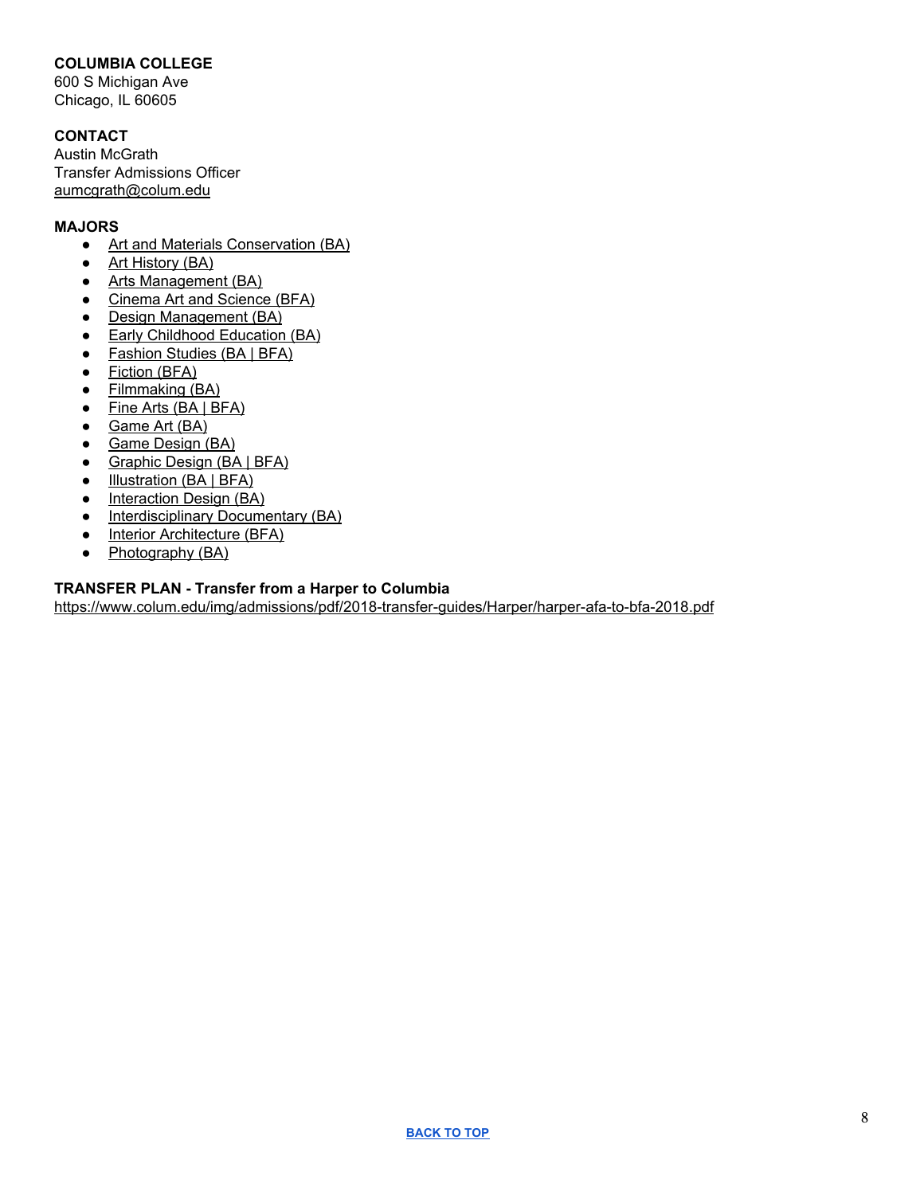**COLUMBIA COLLEGE**
600 S Michigan Ave
Chicago, IL 60605

**CONTACT**
Austin McGrath
Transfer Admissions Officer
aumcgrath@colum.edu

**MAJORS**

- Art and Materials Conservation (BA)
- Art History (BA)
- Arts Management (BA)
- Cinema Art and Science (BFA)
- Design Management (BA)
- Early Childhood Education (BA)
- Fashion Studies (BA | BFA)
- Fiction (BFA)
- Filmmaking (BA)
- Fine Arts (BA | BFA)
- Game Art (BA)
- Game Design (BA)
- Graphic Design (BA | BFA)
- Illustration (BA | BFA)
- Interaction Design (BA)
- Interdisciplinary Documentary (BA)
- Interior Architecture (BFA)
- Photography (BA)

**TRANSFER PLAN - Transfer from a Harper to Columbia**
https://www.colum.edu/img/admissions/pdf/2018-transfer-guides/Harper/harper-afa-to-bfa-2018.pdf

BACK TO TOP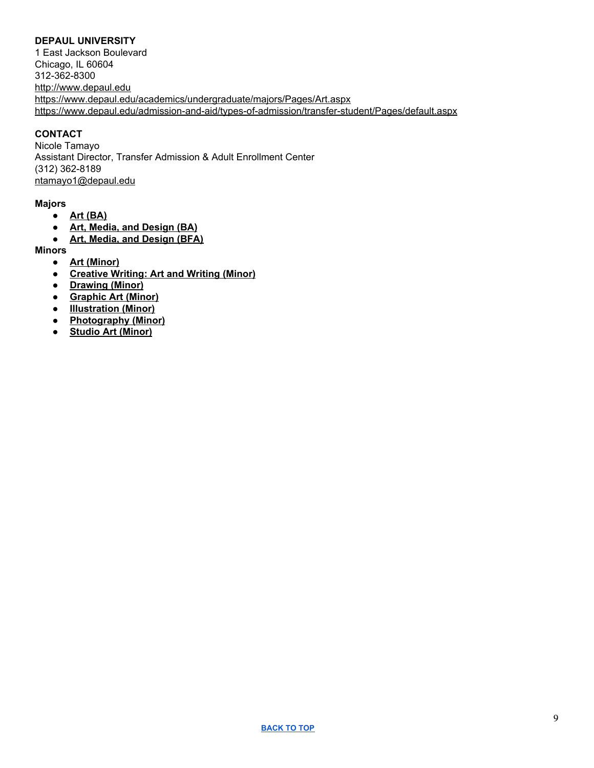**DEPAUL UNIVERSITY**
1 East Jackson Boulevard
Chicago, IL 60604
312-362-8300
http://www.depaul.edu
https://www.depaul.edu/academics/undergraduate/majors/Pages/Art.aspx
https://www.depaul.edu/admission-and-aid/types-of-admission/transfer-student/Pages/default.aspx

**CONTACT**
Nicole Tamayo
Assistant Director, Transfer Admission & Adult Enrollment Center
(312) 362-8189
ntamayo1@depaul.edu

**Majors**

- **Art (BA)**
- **Art, Media, and Design (BA)**
- **Art, Media, and Design (BFA)**

**Minors**

- **Art (Minor)**
- **Creative Writing: Art and Writing (Minor)**
- **Drawing (Minor)**
- **Graphic Art (Minor)**
- **Illustration (Minor)**
- **Photography (Minor)**
- **Studio Art (Minor)**

BACK TO TOP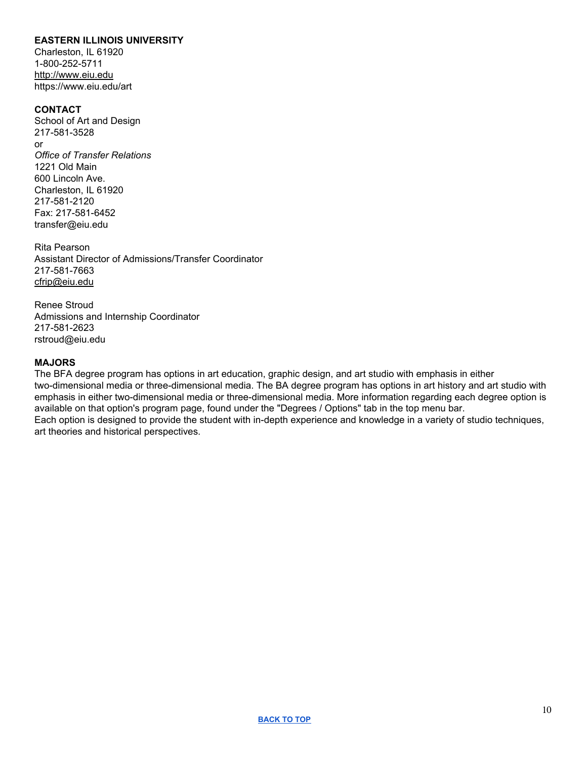**EASTERN ILLINOIS UNIVERSITY**
Charleston, IL 61920
1-800-252-5711
http://www.eiu.edu
https://www.eiu.edu/art

**CONTACT**
School of Art and Design
217-581-3528
or
*Office of Transfer Relations*
1221 Old Main
600 Lincoln Ave.
Charleston, IL 61920
217-581-2120
Fax: 217-581-6452
transfer@eiu.edu

Rita Pearson
Assistant Director of Admissions/Transfer Coordinator
217-581-7663
cfrip@eiu.edu

Renee Stroud
Admissions and Internship Coordinator
217-581-2623
rstroud@eiu.edu

**MAJORS**
The BFA degree program has options in art education, graphic design, and art studio with emphasis in either two-dimensional media or three-dimensional media. The BA degree program has options in art history and art studio with emphasis in either two-dimensional media or three-dimensional media. More information regarding each degree option is available on that option's program page, found under the "Degrees / Options" tab in the top menu bar.
Each option is designed to provide the student with in-depth experience and knowledge in a variety of studio techniques, art theories and historical perspectives.

**BACK TO TOP**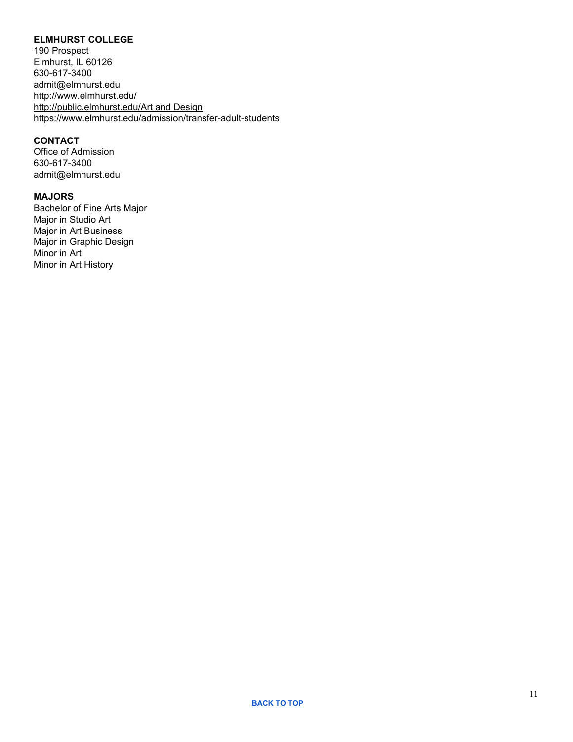**ELMHURST COLLEGE**
190 Prospect
Elmhurst, IL 60126
630-617-3400
admit@elmhurst.edu
http://www.elmhurst.edu/
http://public.elmhurst.edu/Art and Design
https://www.elmhurst.edu/admission/transfer-adult-students

**CONTACT**
Office of Admission
630-617-3400
admit@elmhurst.edu

**MAJORS**
Bachelor of Fine Arts Major
Major in Studio Art
Major in Art Business
Major in Graphic Design
Minor in Art
Minor in Art History

**BACK TO TOP**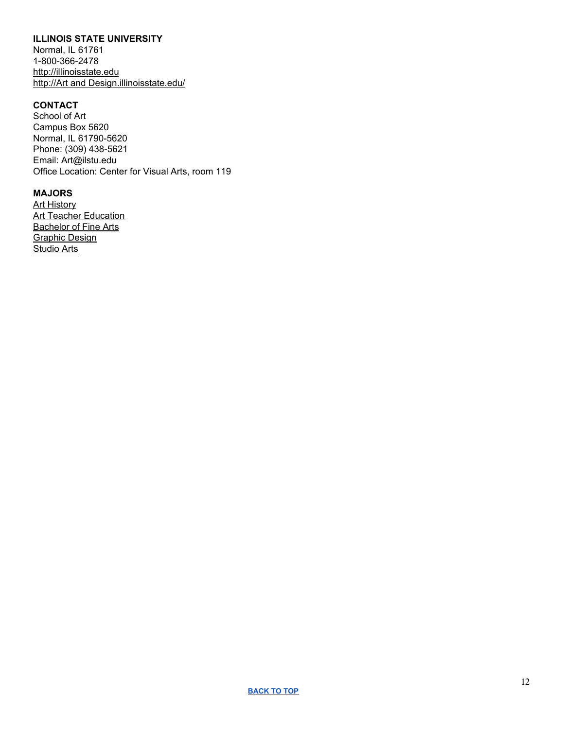**ILLINOIS STATE UNIVERSITY**
Normal, IL 61761
1-800-366-2478
http://illinoisstate.edu
http://Art and Design.illinoisstate.edu/

**CONTACT**
School of Art
Campus Box 5620
Normal, IL 61790-5620
Phone: (309) 438-5621
Email: Art@ilstu.edu
Office Location: Center for Visual Arts, room 119

**MAJORS**
Art History
Art Teacher Education
Bachelor of Fine Arts
Graphic Design
Studio Arts

BACK TO TOP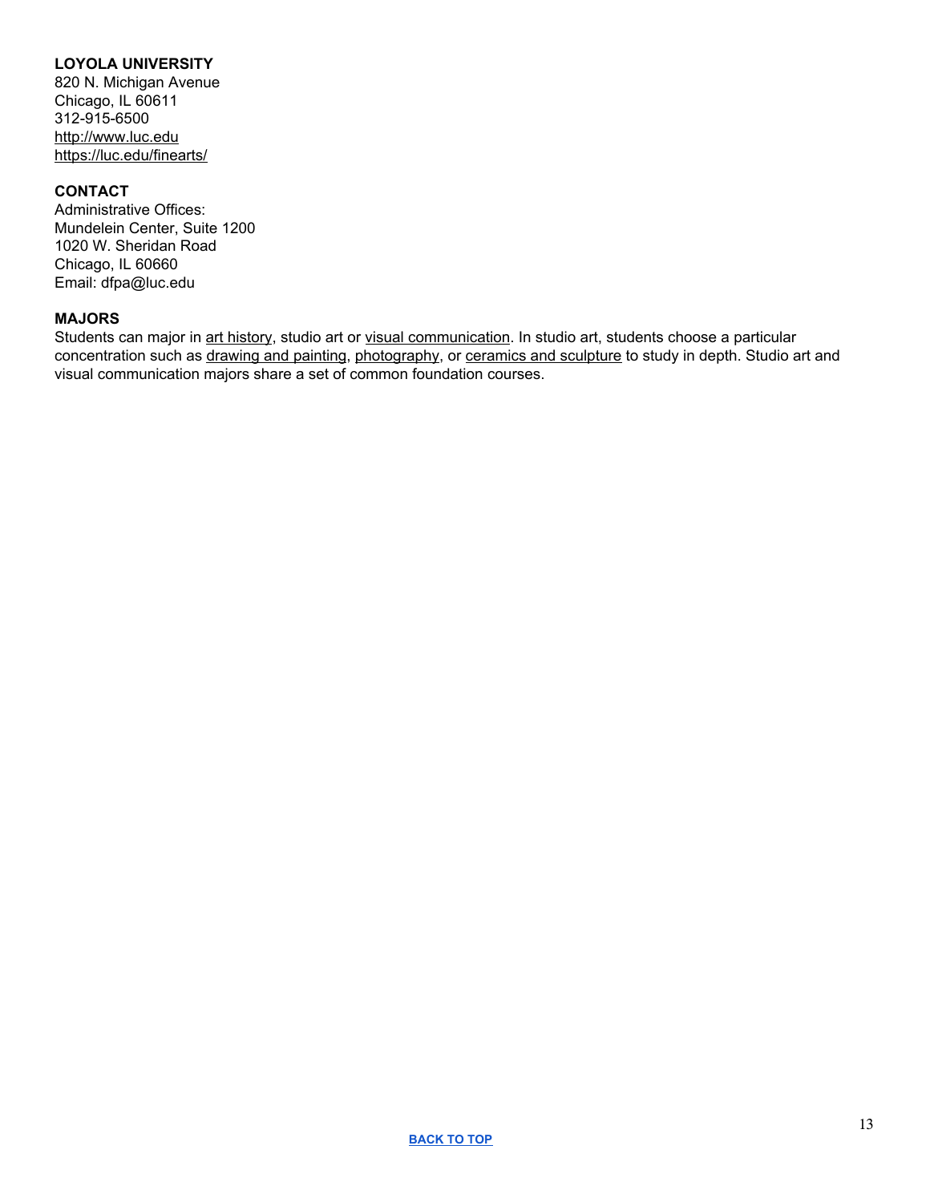**LOYOLA UNIVERSITY**
820 N. Michigan Avenue
Chicago, IL 60611
312-915-6500
http://www.luc.edu
https://luc.edu/finearts/

**CONTACT**
Administrative Offices:
Mundelein Center, Suite 1200
1020 W. Sheridan Road
Chicago, IL 60660
Email: dfpa@luc.edu

**MAJORS**
Students can major in art history, studio art or visual communication. In studio art, students choose a particular concentration such as drawing and painting, photography, or ceramics and sculpture to study in depth. Studio art and visual communication majors share a set of common foundation courses.

**BACK TO TOP**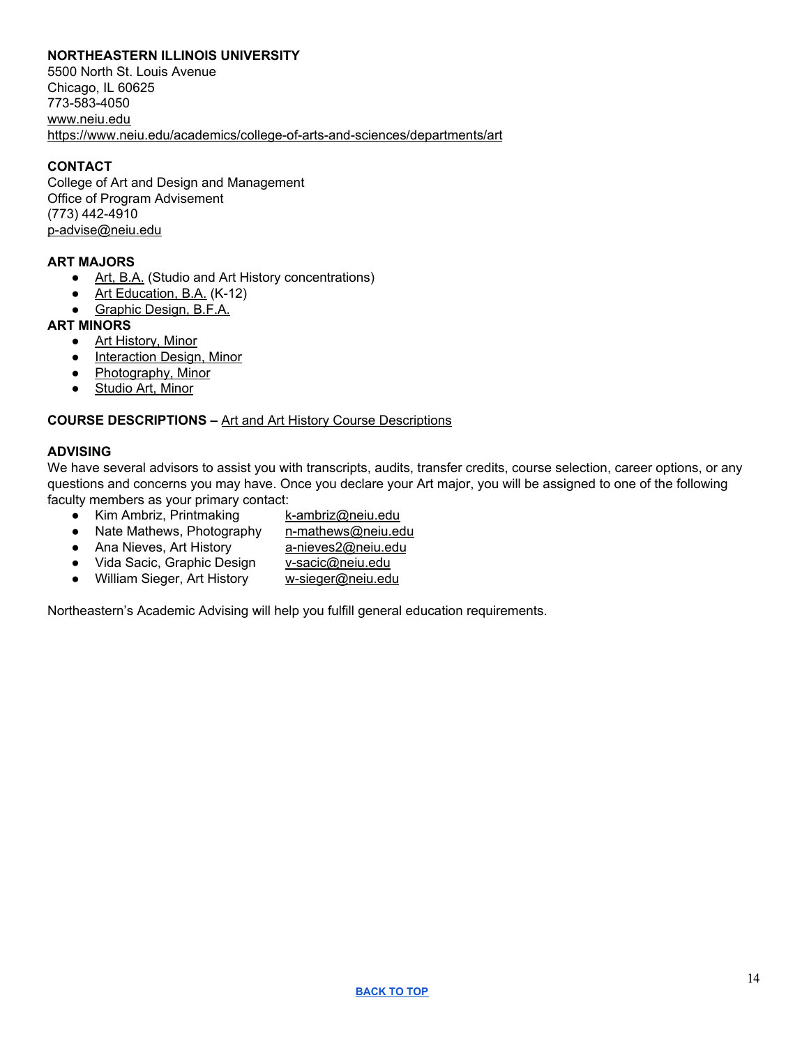**NORTHEASTERN ILLINOIS UNIVERSITY**
5500 North St. Louis Avenue
Chicago, IL 60625
773-583-4050
www.neiu.edu
https://www.neiu.edu/academics/college-of-arts-and-sciences/departments/art

**CONTACT**
College of Art and Design and Management
Office of Program Advisement
(773) 442-4910
p-advise@neiu.edu

**ART MAJORS**

- Art, B.A. (Studio and Art History concentrations)
- Art Education, B.A. (K-12)
- Graphic Design, B.F.A.

**ART MINORS**

- Art History, Minor
- Interaction Design, Minor
- Photography, Minor
- Studio Art, Minor

**COURSE DESCRIPTIONS –** Art and Art History Course Descriptions

**ADVISING**
We have several advisors to assist you with transcripts, audits, transfer credits, course selection, career options, or any questions and concerns you may have. Once you declare your Art major, you will be assigned to one of the following faculty members as your primary contact:

- Kim Ambriz, Printmaking k-ambriz@neiu.edu
- Nate Mathews, Photography n-mathews@neiu.edu
- Ana Nieves, Art History a-nieves2@neiu.edu
- Vida Sacic, Graphic Design v-sacic@neiu.edu
- William Sieger, Art History w-sieger@neiu.edu

Northeastern's Academic Advising will help you fulfill general education requirements.

**BACK TO TOP**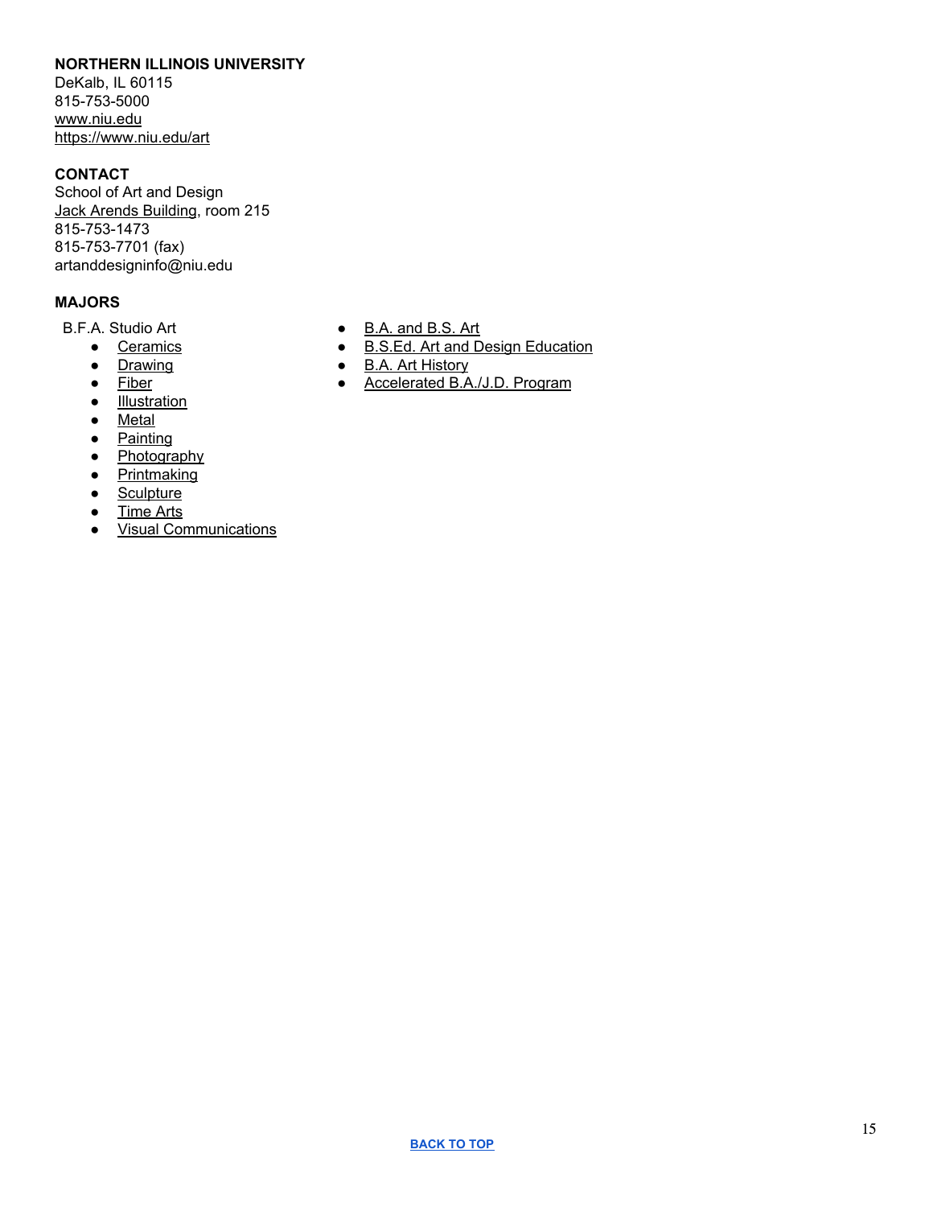**NORTHERN ILLINOIS UNIVERSITY**
DeKalb, IL 60115
815-753-5000
www.niu.edu
https://www.niu.edu/art

**CONTACT**
School of Art and Design
Jack Arends Building, room 215
815-753-1473
815-753-7701 (fax)
artanddesigninfo@niu.edu

**MAJORS**

B.F.A. Studio Art

- Ceramics
- Drawing
- Fiber
- Illustration
- Metal
- Painting
- Photography
- Printmaking
- Sculpture
- Time Arts
- Visual Communications

- B.A. and B.S. Art
- B.S.Ed. Art and Design Education
- B.A. Art History
- Accelerated B.A./J.D. Program

BACK TO TOP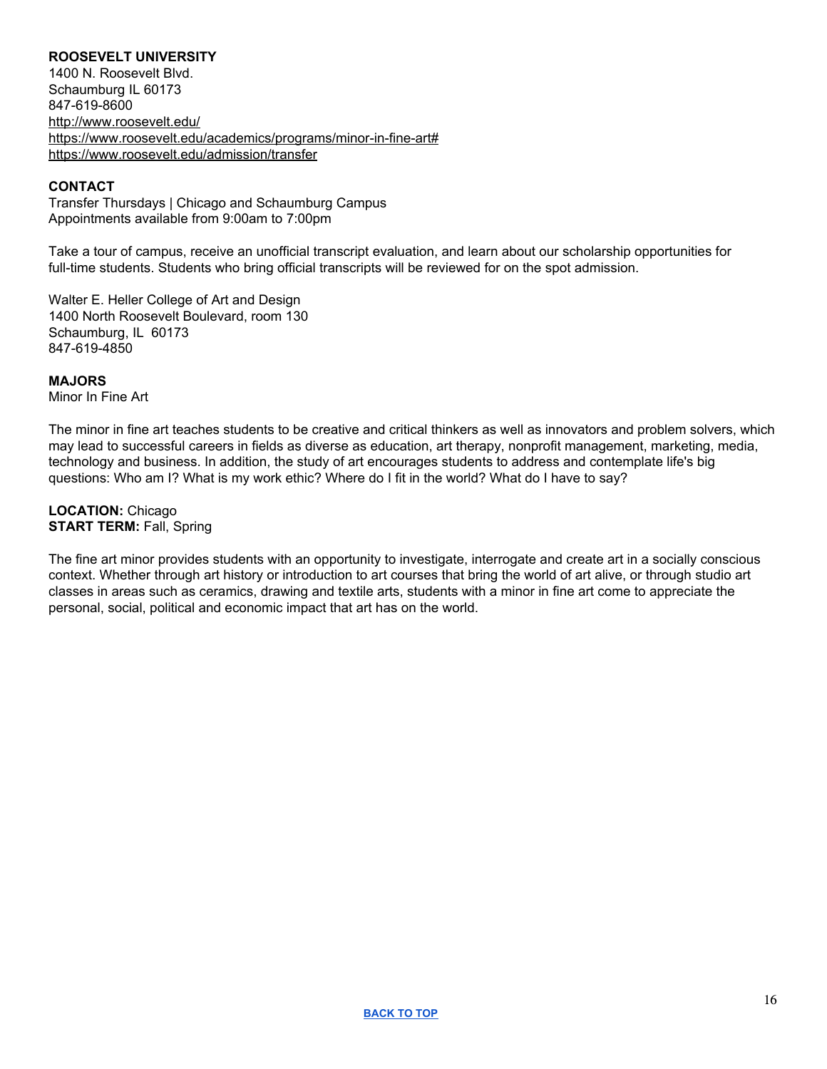**ROOSEVELT UNIVERSITY**
1400 N. Roosevelt Blvd.
Schaumburg IL 60173
847-619-8600
http://www.roosevelt.edu/
https://www.roosevelt.edu/academics/programs/minor-in-fine-art#
https://www.roosevelt.edu/admission/transfer

**CONTACT**
Transfer Thursdays | Chicago and Schaumburg Campus
Appointments available from 9:00am to 7:00pm

Take a tour of campus, receive an unofficial transcript evaluation, and learn about our scholarship opportunities for full-time students. Students who bring official transcripts will be reviewed for on the spot admission.

Walter E. Heller College of Art and Design
1400 North Roosevelt Boulevard, room 130
Schaumburg, IL 60173
847-619-4850

**MAJORS**
Minor In Fine Art

The minor in fine art teaches students to be creative and critical thinkers as well as innovators and problem solvers, which may lead to successful careers in fields as diverse as education, art therapy, nonprofit management, marketing, media, technology and business. In addition, the study of art encourages students to address and contemplate life's big questions: Who am I? What is my work ethic? Where do I fit in the world? What do I have to say?

**LOCATION:** Chicago
**START TERM:** Fall, Spring

The fine art minor provides students with an opportunity to investigate, interrogate and create art in a socially conscious context. Whether through art history or introduction to art courses that bring the world of art alive, or through studio art classes in areas such as ceramics, drawing and textile arts, students with a minor in fine art come to appreciate the personal, social, political and economic impact that art has on the world.

**BACK TO TOP**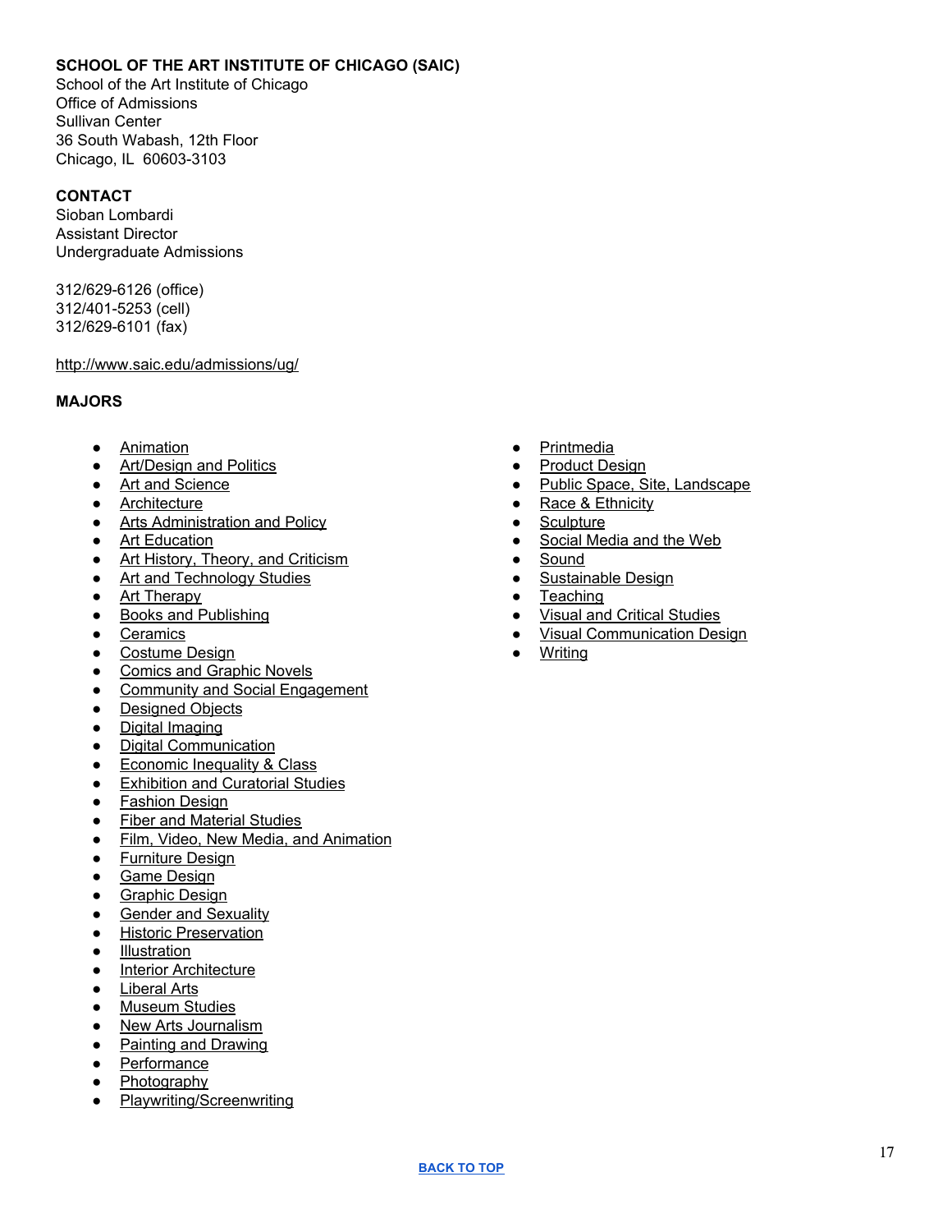**SCHOOL OF THE ART INSTITUTE OF CHICAGO (SAIC)**
School of the Art Institute of Chicago
Office of Admissions
Sullivan Center
36 South Wabash, 12th Floor
Chicago, IL 60603-3103

**CONTACT**
Sioban Lombardi
Assistant Director
Undergraduate Admissions

312/629-6126 (office)
312/401-5253 (cell)
312/629-6101 (fax)

http://www.saic.edu/admissions/ug/

**MAJORS**

- Animation
- Art/Design and Politics
- Art and Science
- Architecture
- Arts Administration and Policy
- Art Education
- Art History, Theory, and Criticism
- Art and Technology Studies
- Art Therapy
- Books and Publishing
- Ceramics
- Costume Design
- Comics and Graphic Novels
- Community and Social Engagement
- Designed Objects
- Digital Imaging
- Digital Communication
- Economic Inequality & Class
- Exhibition and Curatorial Studies
- Fashion Design
- Fiber and Material Studies
- Film, Video, New Media, and Animation
- Furniture Design
- Game Design
- Graphic Design
- Gender and Sexuality
- Historic Preservation
- Illustration
- Interior Architecture
- Liberal Arts
- Museum Studies
- New Arts Journalism
- Painting and Drawing
- Performance
- Photography
- Playwriting/Screenwriting
- Printmedia
- Product Design
- Public Space, Site, Landscape
- Race & Ethnicity
- Sculpture
- Social Media and the Web
- Sound
- Sustainable Design
- Teaching
- Visual and Critical Studies
- Visual Communication Design
- Writing

BACK TO TOP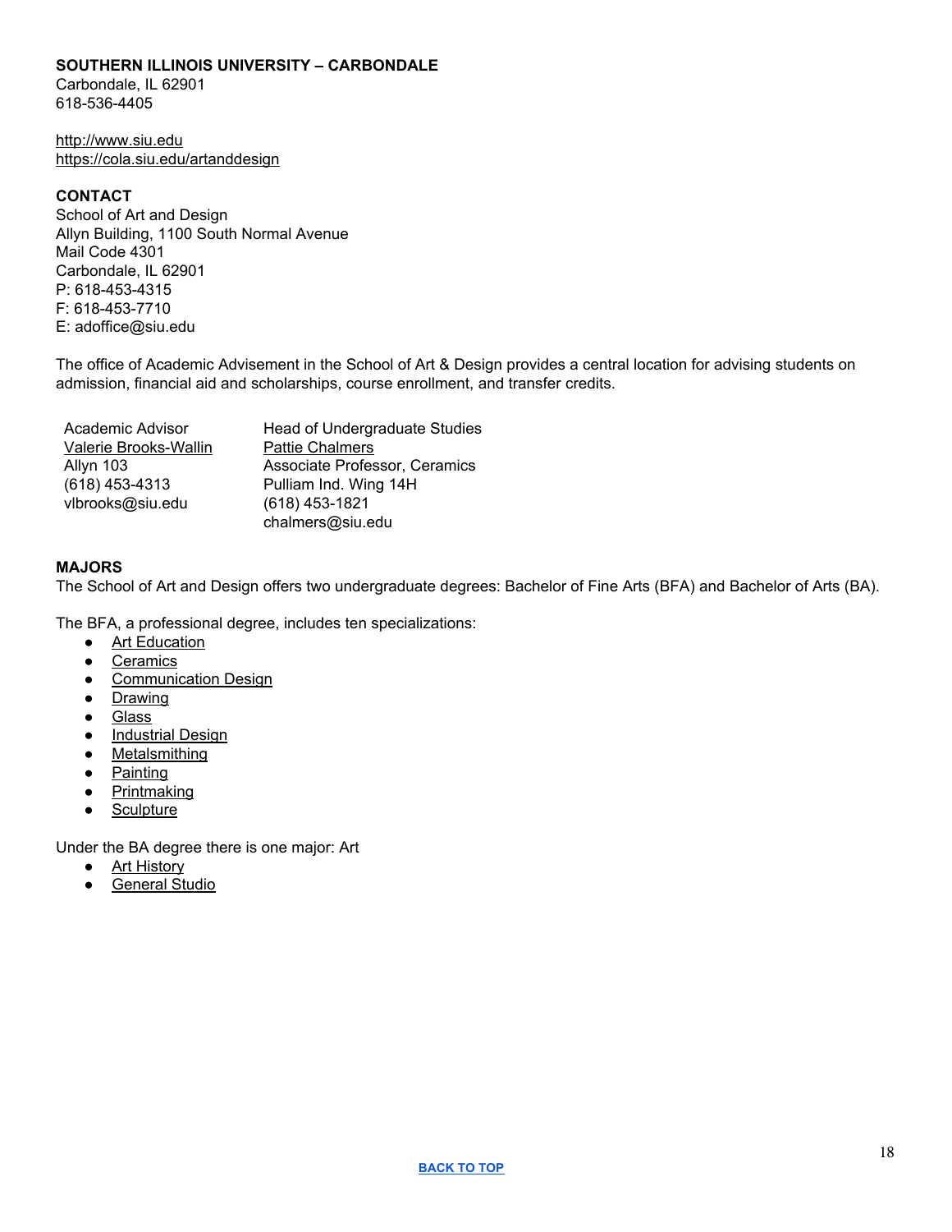**SOUTHERN ILLINOIS UNIVERSITY – CARBONDALE**
Carbondale, IL 62901
618-536-4405

http://www.siu.edu
https://cola.siu.edu/artanddesign

**CONTACT**
School of Art and Design
Allyn Building, 1100 South Normal Avenue
Mail Code 4301
Carbondale, IL 62901
P: 618-453-4315
F: 618-453-7710
E: adoffice@siu.edu

The office of Academic Advisement in the School of Art & Design provides a central location for advising students on admission, financial aid and scholarships, course enrollment, and transfer credits.

| Academic Advisor | Head of Undergraduate Studies |
|---|---|
| Valerie Brooks-Wallin | Pattie Chalmers |
| Allyn 103 | Associate Professor, Ceramics |
| (618) 453-4313 | Pulliam Ind. Wing 14H |
| vlbrooks@siu.edu | (618) 453-1821 |
| | chalmers@siu.edu |

**MAJORS**
The School of Art and Design offers two undergraduate degrees: Bachelor of Fine Arts (BFA) and Bachelor of Arts (BA).

The BFA, a professional degree, includes ten specializations:

- Art Education
- Ceramics
- Communication Design
- Drawing
- Glass
- Industrial Design
- Metalsmithing
- Painting
- Printmaking
- Sculpture

Under the BA degree there is one major: Art

- Art History
- General Studio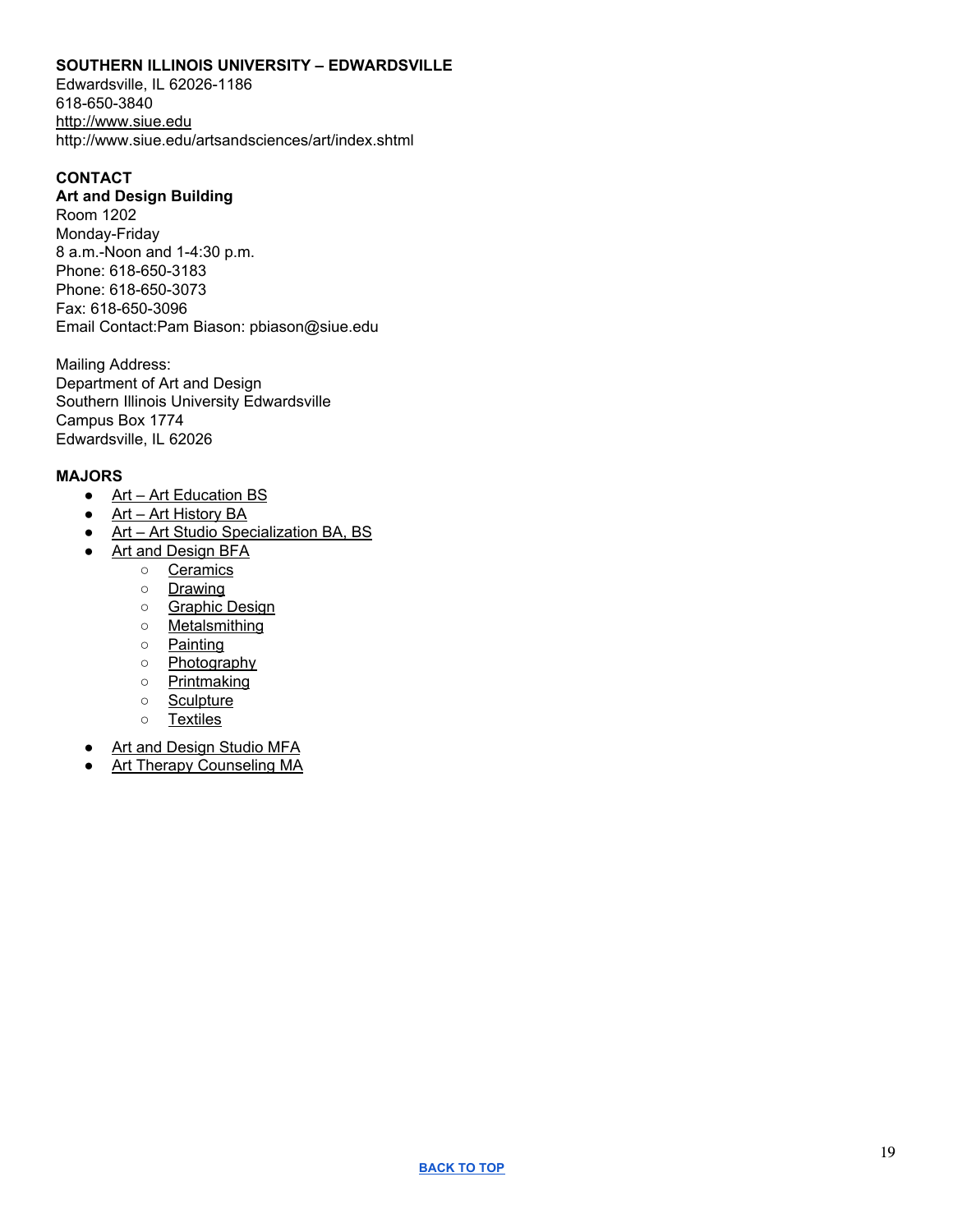**SOUTHERN ILLINOIS UNIVERSITY – EDWARDSVILLE**
Edwardsville, IL 62026-1186
618-650-3840
http://www.siue.edu
http://www.siue.edu/artsandsciences/art/index.shtml

**CONTACT**
**Art and Design Building**
Room 1202
Monday-Friday
8 a.m.-Noon and 1-4:30 p.m.
Phone: 618-650-3183
Phone: 618-650-3073
Fax: 618-650-3096
Email Contact:Pam Biason: pbiason@siue.edu

Mailing Address:
Department of Art and Design
Southern Illinois University Edwardsville
Campus Box 1774
Edwardsville, IL 62026

**MAJORS**

- Art – Art Education BS
- Art – Art History BA
- Art – Art Studio Specialization BA, BS
- Art and Design BFA
    - Ceramics
    - Drawing
    - Graphic Design
    - Metalsmithing
    - Painting
    - Photography
    - Printmaking
    - Sculpture
    - Textiles
- Art and Design Studio MFA
- Art Therapy Counseling MA

BACK TO TOP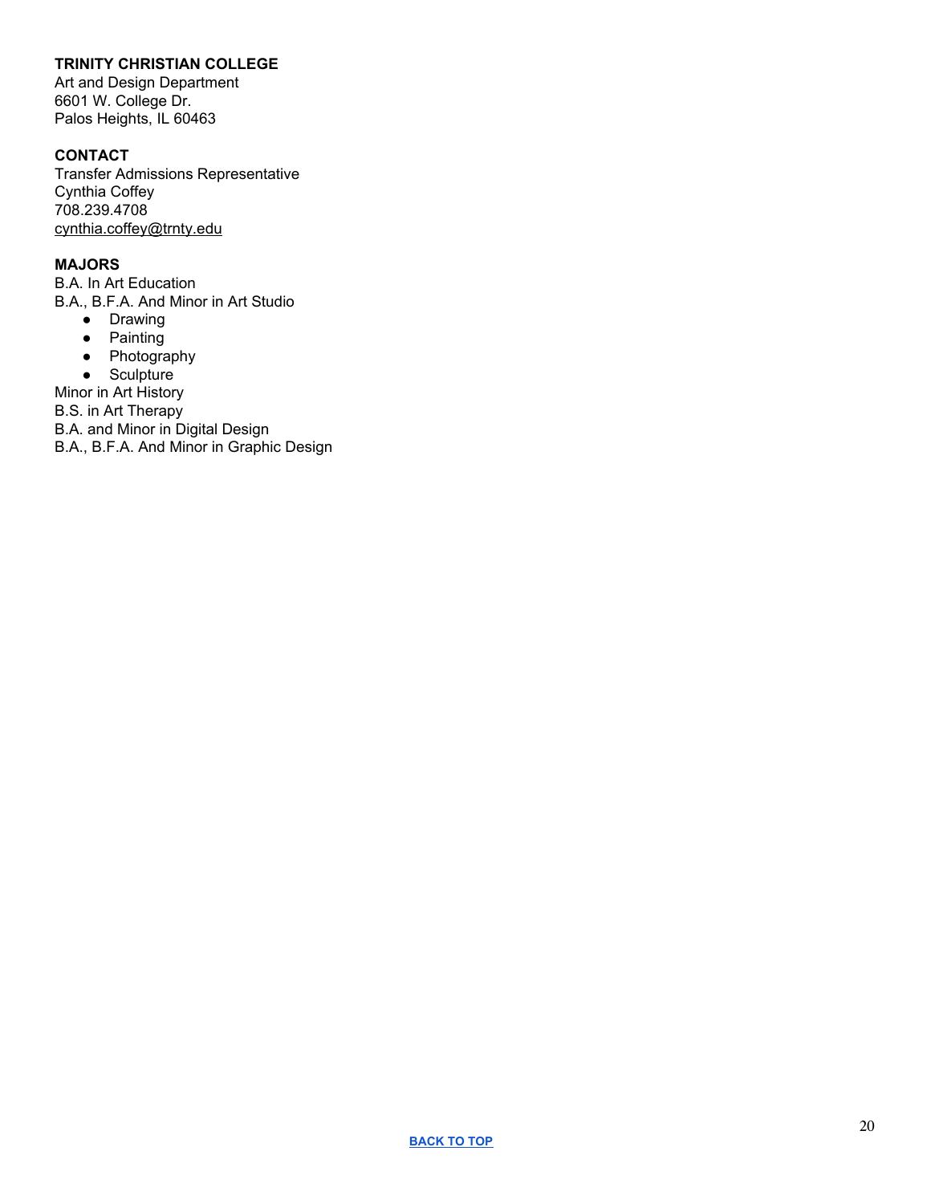**TRINITY CHRISTIAN COLLEGE**
Art and Design Department
6601 W. College Dr.
Palos Heights, IL 60463

**CONTACT**
Transfer Admissions Representative
Cynthia Coffey
708.239.4708
cynthia.coffey@trnty.edu

**MAJORS**
B.A. In Art Education
B.A., B.F.A. And Minor in Art Studio

- Drawing
- Painting
- Photography
- Sculpture

Minor in Art History
B.S. in Art Therapy
B.A. and Minor in Digital Design
B.A., B.F.A. And Minor in Graphic Design

BACK TO TOP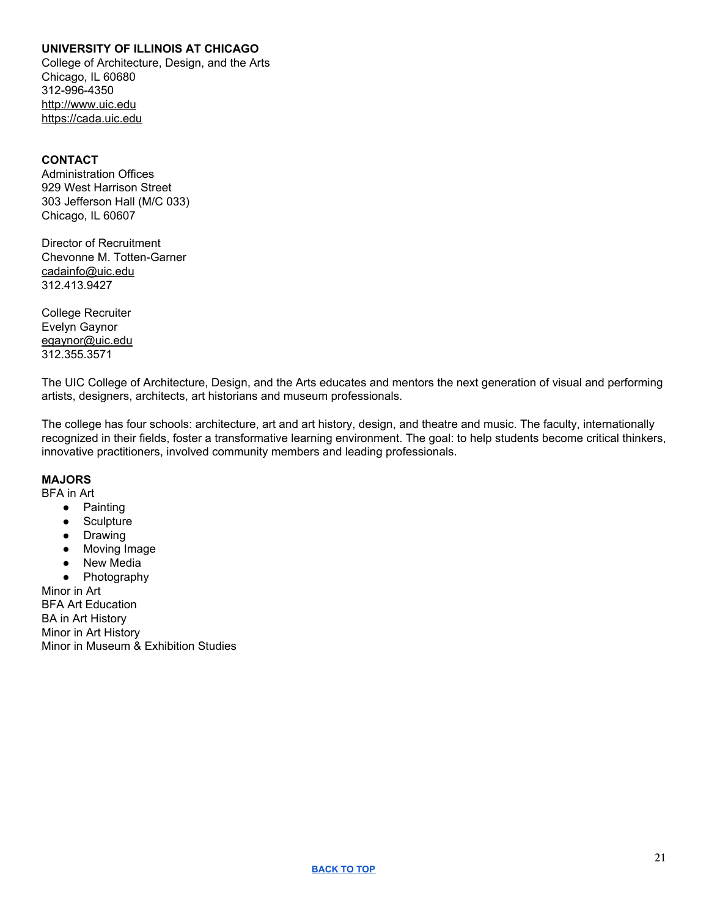**UNIVERSITY OF ILLINOIS AT CHICAGO**
College of Architecture, Design, and the Arts
Chicago, IL 60680
312-996-4350
http://www.uic.edu
https://cada.uic.edu

**CONTACT**
Administration Offices
929 West Harrison Street
303 Jefferson Hall (M/C 033)
Chicago, IL 60607

Director of Recruitment
Chevonne M. Totten-Garner
cadainfo@uic.edu
312.413.9427

College Recruiter
Evelyn Gaynor
egaynor@uic.edu
312.355.3571

The UIC College of Architecture, Design, and the Arts educates and mentors the next generation of visual and performing artists, designers, architects, art historians and museum professionals.

The college has four schools: architecture, art and art history, design, and theatre and music. The faculty, internationally recognized in their fields, foster a transformative learning environment. The goal: to help students become critical thinkers, innovative practitioners, involved community members and leading professionals.

**MAJORS**
BFA in Art

- Painting
- Sculpture
- Drawing
- Moving Image
- New Media
- Photography

Minor in Art
BFA Art Education
BA in Art History
Minor in Art History
Minor in Museum & Exhibition Studies

**BACK TO TOP**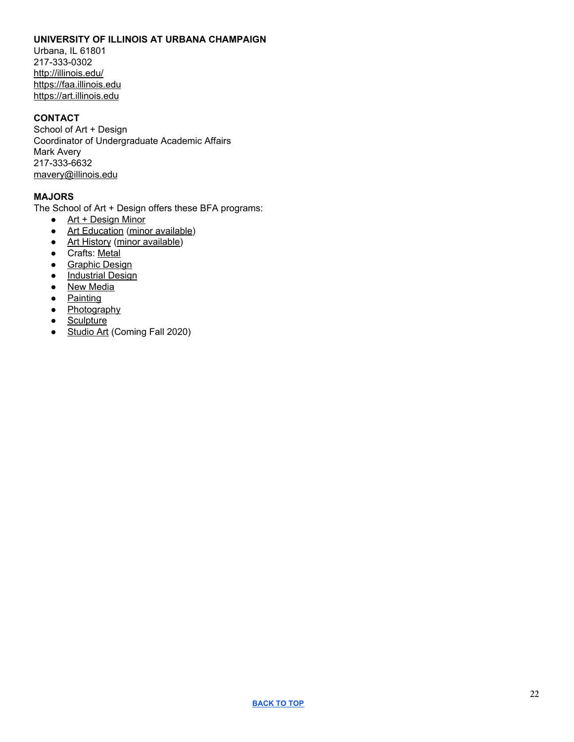**UNIVERSITY OF ILLINOIS AT URBANA CHAMPAIGN**
Urbana, IL 61801
217-333-0302
http://illinois.edu/
https://faa.illinois.edu
https://art.illinois.edu

**CONTACT**
School of Art + Design
Coordinator of Undergraduate Academic Affairs
Mark Avery
217-333-6632
mavery@illinois.edu

**MAJORS**
The School of Art + Design offers these BFA programs:

- Art + Design Minor
- Art Education (minor available)
- Art History (minor available)
- Crafts: Metal
- Graphic Design
- Industrial Design
- New Media
- Painting
- Photography
- Sculpture
- Studio Art (Coming Fall 2020)

BACK TO TOP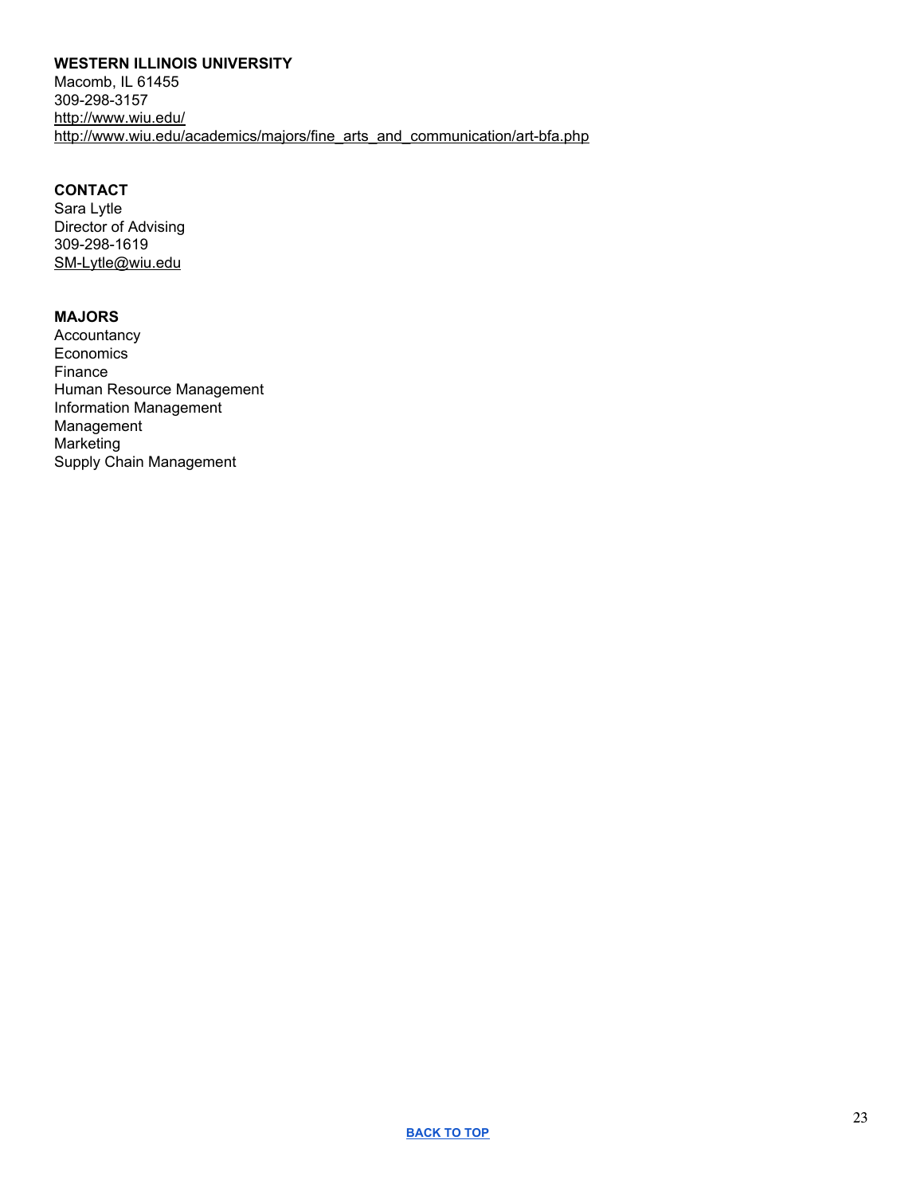**WESTERN ILLINOIS UNIVERSITY**
Macomb, IL 61455
309-298-3157
http://www.wiu.edu/
http://www.wiu.edu/academics/majors/fine_arts_and_communication/art-bfa.php

**CONTACT**
Sara Lytle
Director of Advising
309-298-1619
SM-Lytle@wiu.edu

**MAJORS**
Accountancy
Economics
Finance
Human Resource Management
Information Management
Management
Marketing
Supply Chain Management

**BACK TO TOP**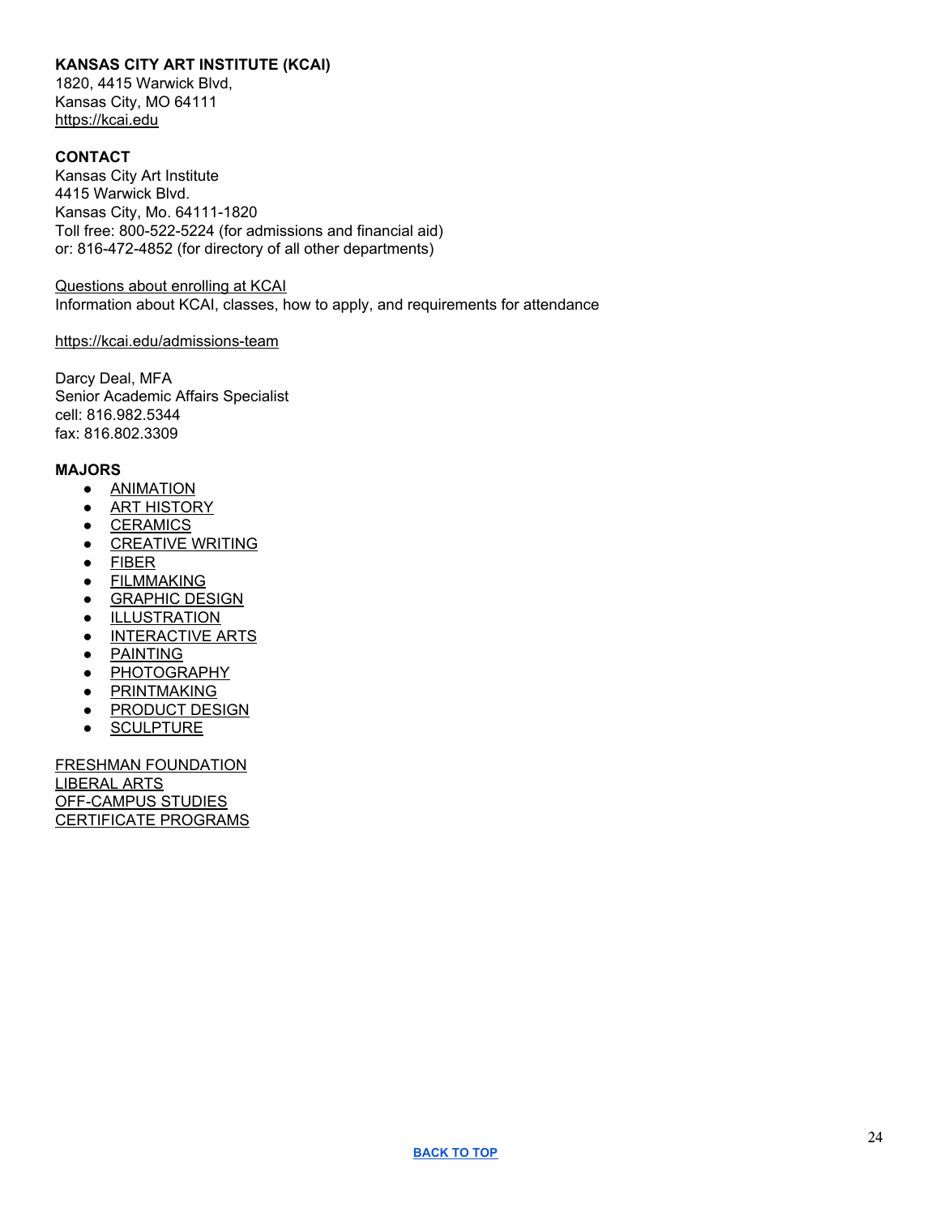**KANSAS CITY ART INSTITUTE (KCAI)**
1820, 4415 Warwick Blvd,
Kansas City, MO 64111
https://kcai.edu

**CONTACT**
Kansas City Art Institute
4415 Warwick Blvd.
Kansas City, Mo. 64111-1820
Toll free: 800-522-5224 (for admissions and financial aid)
or: 816-472-4852 (for directory of all other departments)

Questions about enrolling at KCAI
Information about KCAI, classes, how to apply, and requirements for attendance

https://kcai.edu/admissions-team

Darcy Deal, MFA
Senior Academic Affairs Specialist
cell: 816.982.5344
fax: 816.802.3309

**MAJORS**

- ANIMATION
- ART HISTORY
- CERAMICS
- CREATIVE WRITING
- FIBER
- FILMMAKING
- GRAPHIC DESIGN
- ILLUSTRATION
- INTERACTIVE ARTS
- PAINTING
- PHOTOGRAPHY
- PRINTMAKING
- PRODUCT DESIGN
- SCULPTURE

FRESHMAN FOUNDATION
LIBERAL ARTS
OFF-CAMPUS STUDIES
CERTIFICATE PROGRAMS

**BACK TO TOP**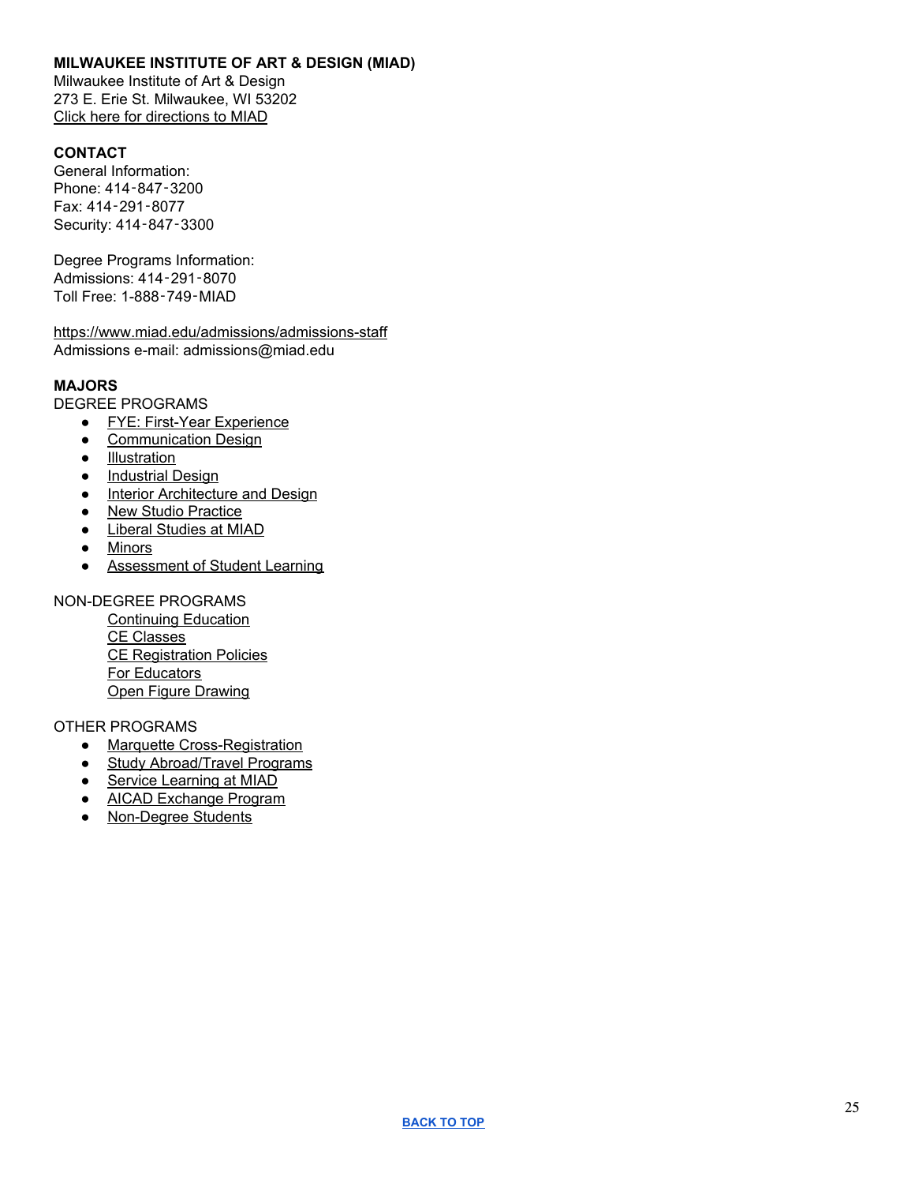**MILWAUKEE INSTITUTE OF ART & DESIGN (MIAD)**
Milwaukee Institute of Art & Design
273 E. Erie St. Milwaukee, WI 53202
Click here for directions to MIAD

**CONTACT**
General Information:
Phone: 414‑847‑3200
Fax: 414‑291‑8077
Security: 414‑847‑3300

Degree Programs Information:
Admissions: 414‑291‑8070
Toll Free: 1‑888‑749‑MIAD

https://www.miad.edu/admissions/admissions-staff
Admissions e-mail: admissions@miad.edu

**MAJORS**
DEGREE PROGRAMS

- FYE: First-Year Experience
- Communication Design
- Illustration
- Industrial Design
- Interior Architecture and Design
- New Studio Practice
- Liberal Studies at MIAD
- Minors
- Assessment of Student Learning

NON-DEGREE PROGRAMS

Continuing Education
CE Classes
CE Registration Policies
For Educators
Open Figure Drawing

OTHER PROGRAMS

- Marquette Cross-Registration
- Study Abroad/Travel Programs
- Service Learning at MIAD
- AICAD Exchange Program
- Non-Degree Students

**BACK TO TOP**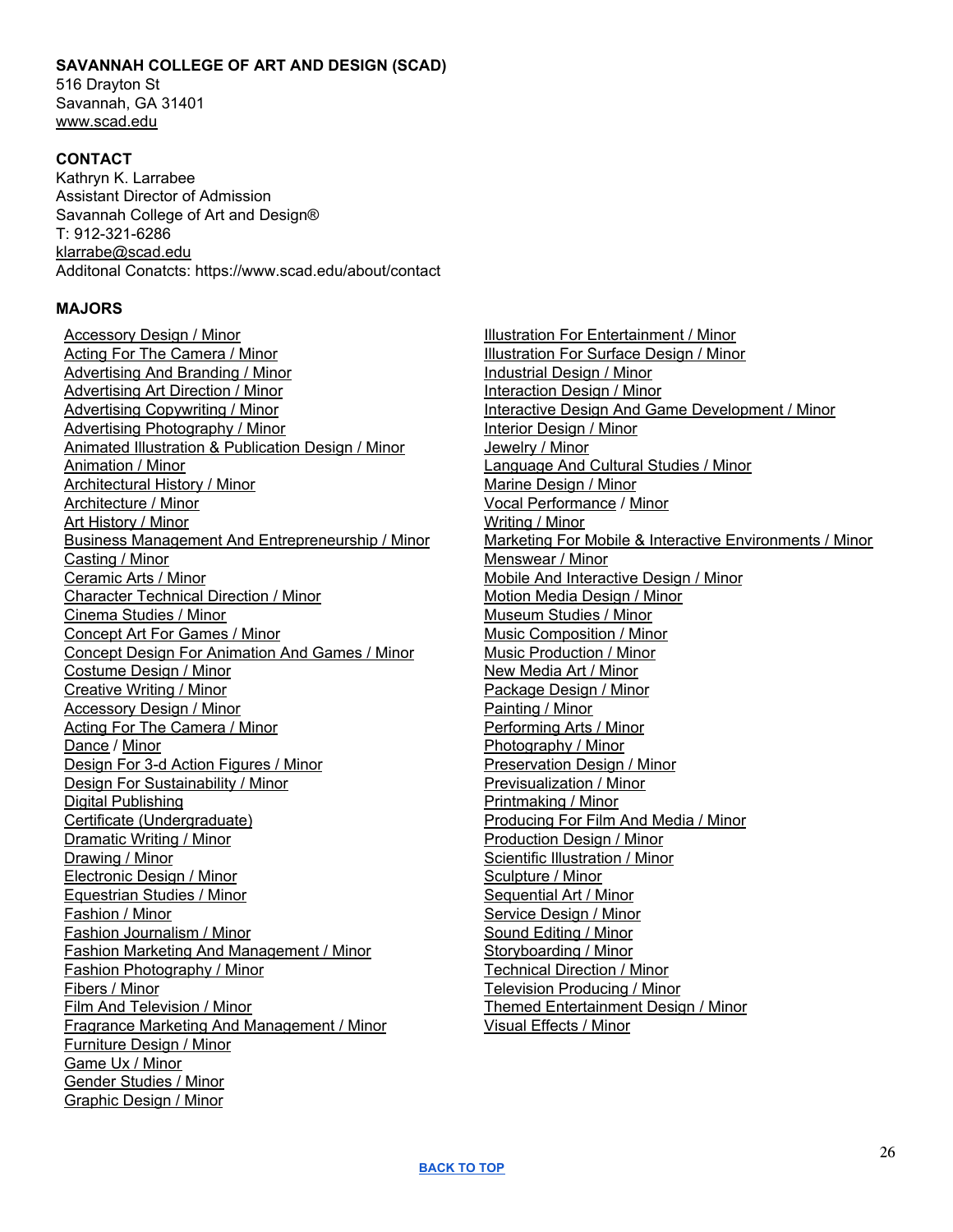**SAVANNAH COLLEGE OF ART AND DESIGN (SCAD)**
516 Drayton St
Savannah, GA 31401
www.scad.edu

**CONTACT**
Kathryn K. Larrabee
Assistant Director of Admission
Savannah College of Art and Design®
T: 912-321-6286
klarrabe@scad.edu
Additonal Conacts: https://www.scad.edu/about/contact

**MAJORS**

- Accessory Design / Minor
- Acting For The Camera / Minor
- Advertising And Branding / Minor
- Advertising Art Direction / Minor
- Advertising Copywriting / Minor
- Advertising Photography / Minor
- Animated Illustration & Publication Design / Minor
- Animation / Minor
- Architectural History / Minor
- Architecture / Minor
- Art History / Minor
- Business Management And Entrepreneurship / Minor
- Casting / Minor
- Ceramic Arts / Minor
- Character Technical Direction / Minor
- Cinema Studies / Minor
- Concept Art For Games / Minor
- Concept Design For Animation And Games / Minor
- Costume Design / Minor
- Creative Writing / Minor
- Accessory Design / Minor
- Acting For The Camera / Minor
- Dance / Minor
- Design For 3-d Action Figures / Minor
- Design For Sustainability / Minor
- Digital Publishing
- Certificate (Undergraduate)
- Dramatic Writing / Minor
- Drawing / Minor
- Electronic Design / Minor
- Equestrian Studies / Minor
- Fashion / Minor
- Fashion Journalism / Minor
- Fashion Marketing And Management / Minor
- Fashion Photography / Minor
- Fibers / Minor
- Film And Television / Minor
- Fragrance Marketing And Management / Minor
- Furniture Design / Minor
- Game Ux / Minor
- Gender Studies / Minor
- Graphic Design / Minor
- Illustration For Entertainment / Minor
- Illustration For Surface Design / Minor
- Industrial Design / Minor
- Interaction Design / Minor
- Interactive Design And Game Development / Minor
- Interior Design / Minor
- Jewelry / Minor
- Language And Cultural Studies / Minor
- Marine Design / Minor
- Vocal Performance / Minor
- Writing / Minor
- Marketing For Mobile & Interactive Environments / Minor
- Menswear / Minor
- Mobile And Interactive Design / Minor
- Motion Media Design / Minor
- Museum Studies / Minor
- Music Composition / Minor
- Music Production / Minor
- New Media Art / Minor
- Package Design / Minor
- Painting / Minor
- Performing Arts / Minor
- Photography / Minor
- Preservation Design / Minor
- Previsualization / Minor
- Printmaking / Minor
- Producing For Film And Media / Minor
- Production Design / Minor
- Scientific Illustration / Minor
- Sculpture / Minor
- Sequential Art / Minor
- Service Design / Minor
- Sound Editing / Minor
- Storyboarding / Minor
- Technical Direction / Minor
- Television Producing / Minor
- Themed Entertainment Design / Minor
- Visual Effects / Minor

BACK TO TOP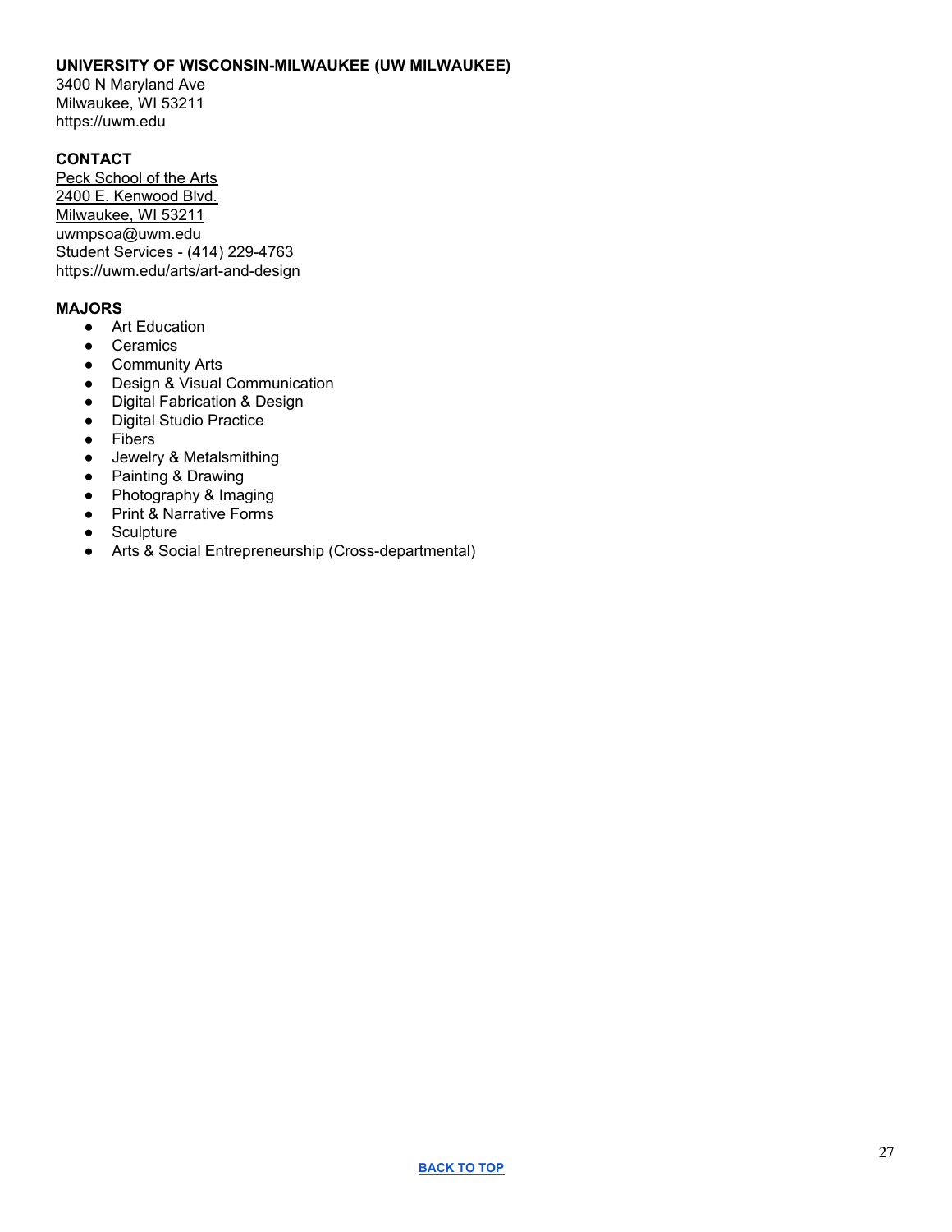**UNIVERSITY OF WISCONSIN-MILWAUKEE (UW MILWAUKEE)**
3400 N Maryland Ave
Milwaukee, WI 53211
https://uwm.edu

**CONTACT**
Peck School of the Arts
2400 E. Kenwood Blvd.
Milwaukee, WI 53211
uwmpsoa@uwm.edu
Student Services - (414) 229-4763
https://uwm.edu/arts/art-and-design

**MAJORS**

- Art Education
- Ceramics
- Community Arts
- Design & Visual Communication
- Digital Fabrication & Design
- Digital Studio Practice
- Fibers
- Jewelry & Metalsmithing
- Painting & Drawing
- Photography & Imaging
- Print & Narrative Forms
- Sculpture
- Arts & Social Entrepreneurship (Cross-departmental)

**BACK TO TOP**